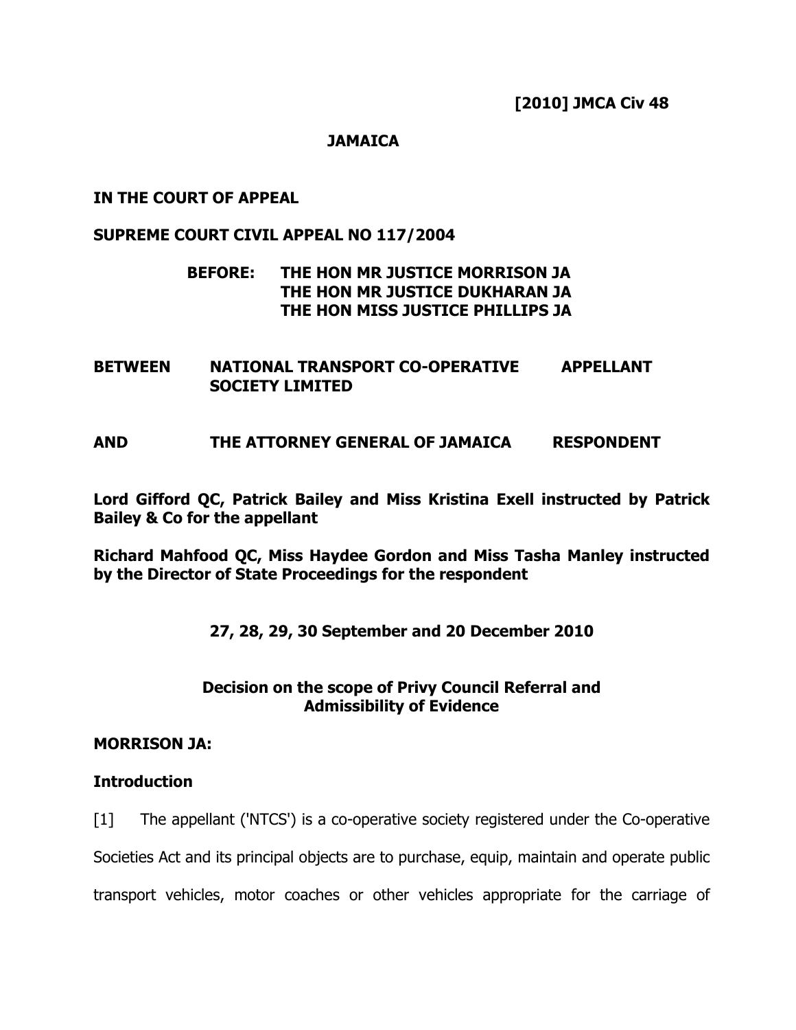**[2010] JMCA Civ 48**

**JAMAICA**

**IN THE COURT OF APPEAL**

**SUPREME COURT CIVIL APPEAL NO 117/2004**

**BEFORE: THE HON MR JUSTICE MORRISON JA**
**THE HON MR JUSTICE DUKHARAN JA**
**THE HON MISS JUSTICE PHILLIPS JA**

| | | |
|---|---|---|
| **BETWEEN** | **NATIONAL TRANSPORT CO-OPERATIVE SOCIETY LIMITED** | **APPELLANT** |
| **AND** | **THE ATTORNEY GENERAL OF JAMAICA** | **RESPONDENT** |

**Lord Gifford QC, Patrick Bailey and Miss Kristina Exell instructed by Patrick Bailey & Co for the appellant**

**Richard Mahfood QC, Miss Haydee Gordon and Miss Tasha Manley instructed by the Director of State Proceedings for the respondent**

**27, 28, 29, 30 September and 20 December 2010**

**Decision on the scope of Privy Council Referral and Admissibility of Evidence**

**MORRISON JA:**

**Introduction**

[1] The appellant ('NTCS') is a co-operative society registered under the Co-operative Societies Act and its principal objects are to purchase, equip, maintain and operate public transport vehicles, motor coaches or other vehicles appropriate for the carriage of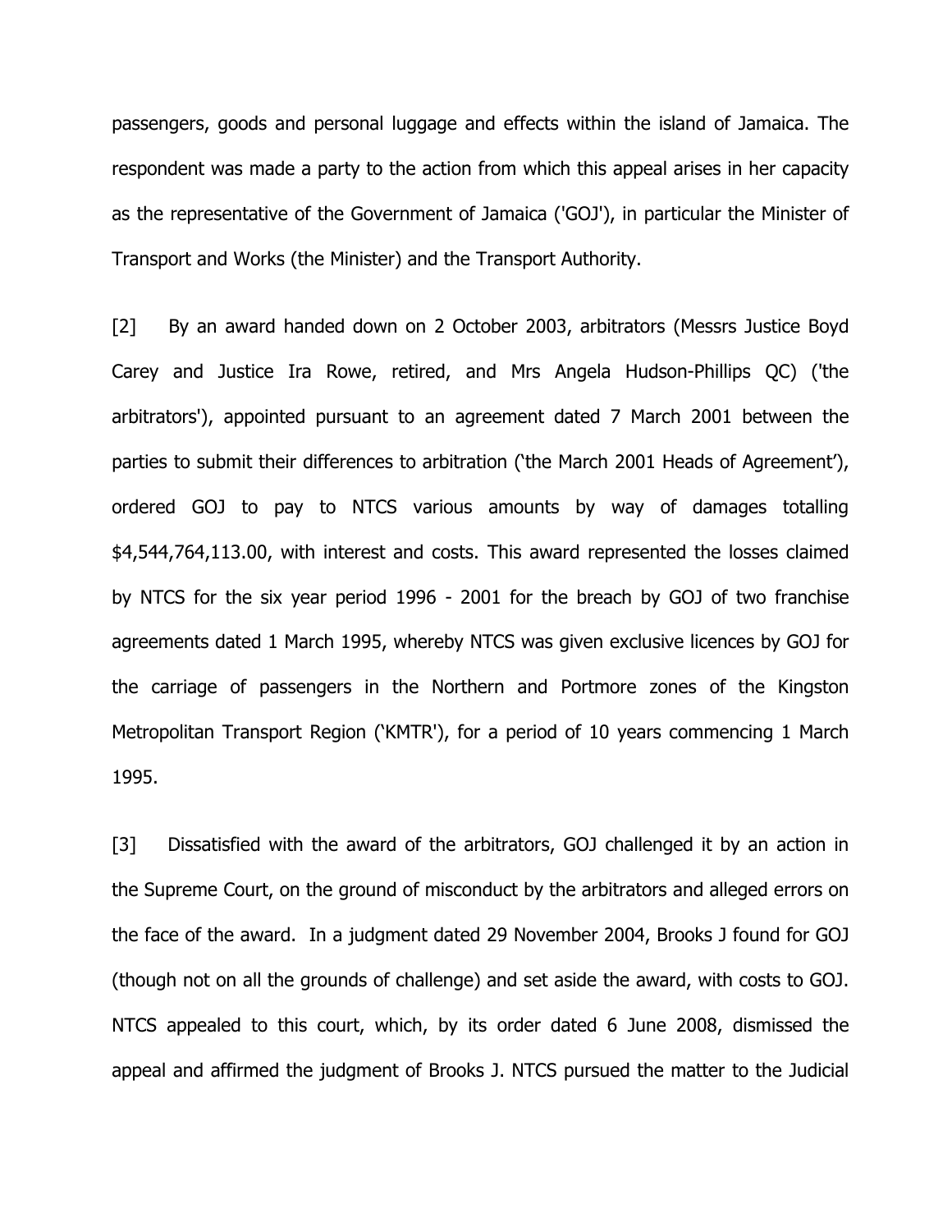passengers, goods and personal luggage and effects within the island of Jamaica. The respondent was made a party to the action from which this appeal arises in her capacity as the representative of the Government of Jamaica ('GOJ'), in particular the Minister of Transport and Works (the Minister) and the Transport Authority.

[2] By an award handed down on 2 October 2003, arbitrators (Messrs Justice Boyd Carey and Justice Ira Rowe, retired, and Mrs Angela Hudson-Phillips QC) ('the arbitrators'), appointed pursuant to an agreement dated 7 March 2001 between the parties to submit their differences to arbitration ('the March 2001 Heads of Agreement'), ordered GOJ to pay to NTCS various amounts by way of damages totalling $4,544,764,113.00, with interest and costs. This award represented the losses claimed by NTCS for the six year period 1996 - 2001 for the breach by GOJ of two franchise agreements dated 1 March 1995, whereby NTCS was given exclusive licences by GOJ for the carriage of passengers in the Northern and Portmore zones of the Kingston Metropolitan Transport Region ('KMTR'), for a period of 10 years commencing 1 March 1995.

[3] Dissatisfied with the award of the arbitrators, GOJ challenged it by an action in the Supreme Court, on the ground of misconduct by the arbitrators and alleged errors on the face of the award. In a judgment dated 29 November 2004, Brooks J found for GOJ (though not on all the grounds of challenge) and set aside the award, with costs to GOJ. NTCS appealed to this court, which, by its order dated 6 June 2008, dismissed the appeal and affirmed the judgment of Brooks J. NTCS pursued the matter to the Judicial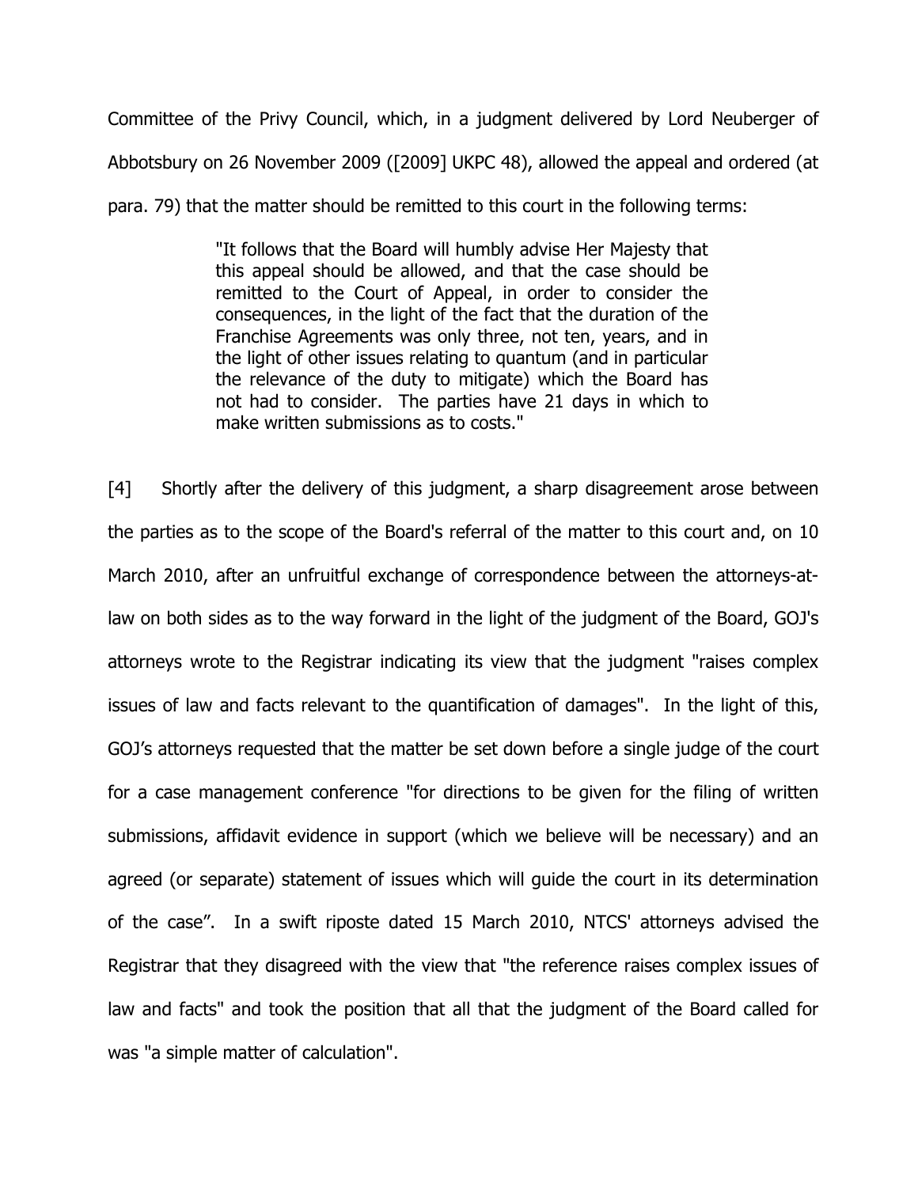Committee of the Privy Council, which, in a judgment delivered by Lord Neuberger of Abbotsbury on 26 November 2009 ([2009] UKPC 48), allowed the appeal and ordered (at para. 79) that the matter should be remitted to this court in the following terms:

> "It follows that the Board will humbly advise Her Majesty that this appeal should be allowed, and that the case should be remitted to the Court of Appeal, in order to consider the consequences, in the light of the fact that the duration of the Franchise Agreements was only three, not ten, years, and in the light of other issues relating to quantum (and in particular the relevance of the duty to mitigate) which the Board has not had to consider. The parties have 21 days in which to make written submissions as to costs."

[4] Shortly after the delivery of this judgment, a sharp disagreement arose between the parties as to the scope of the Board's referral of the matter to this court and, on 10 March 2010, after an unfruitful exchange of correspondence between the attorneys-at-law on both sides as to the way forward in the light of the judgment of the Board, GOJ's attorneys wrote to the Registrar indicating its view that the judgment "raises complex issues of law and facts relevant to the quantification of damages". In the light of this, GOJ's attorneys requested that the matter be set down before a single judge of the court for a case management conference "for directions to be given for the filing of written submissions, affidavit evidence in support (which we believe will be necessary) and an agreed (or separate) statement of issues which will guide the court in its determination of the case". In a swift riposte dated 15 March 2010, NTCS' attorneys advised the Registrar that they disagreed with the view that "the reference raises complex issues of law and facts" and took the position that all that the judgment of the Board called for was "a simple matter of calculation".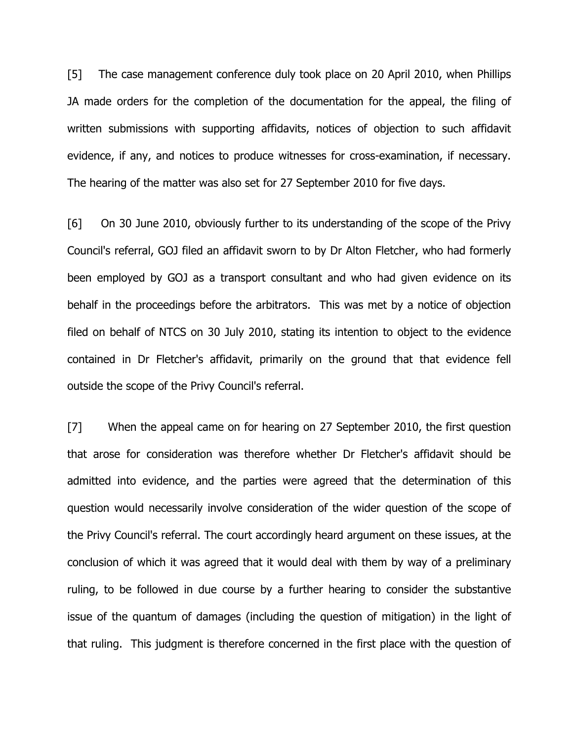[5] The case management conference duly took place on 20 April 2010, when Phillips JA made orders for the completion of the documentation for the appeal, the filing of written submissions with supporting affidavits, notices of objection to such affidavit evidence, if any, and notices to produce witnesses for cross-examination, if necessary. The hearing of the matter was also set for 27 September 2010 for five days.

[6] On 30 June 2010, obviously further to its understanding of the scope of the Privy Council's referral, GOJ filed an affidavit sworn to by Dr Alton Fletcher, who had formerly been employed by GOJ as a transport consultant and who had given evidence on its behalf in the proceedings before the arbitrators. This was met by a notice of objection filed on behalf of NTCS on 30 July 2010, stating its intention to object to the evidence contained in Dr Fletcher's affidavit, primarily on the ground that that evidence fell outside the scope of the Privy Council's referral.

[7] When the appeal came on for hearing on 27 September 2010, the first question that arose for consideration was therefore whether Dr Fletcher's affidavit should be admitted into evidence, and the parties were agreed that the determination of this question would necessarily involve consideration of the wider question of the scope of the Privy Council's referral. The court accordingly heard argument on these issues, at the conclusion of which it was agreed that it would deal with them by way of a preliminary ruling, to be followed in due course by a further hearing to consider the substantive issue of the quantum of damages (including the question of mitigation) in the light of that ruling. This judgment is therefore concerned in the first place with the question of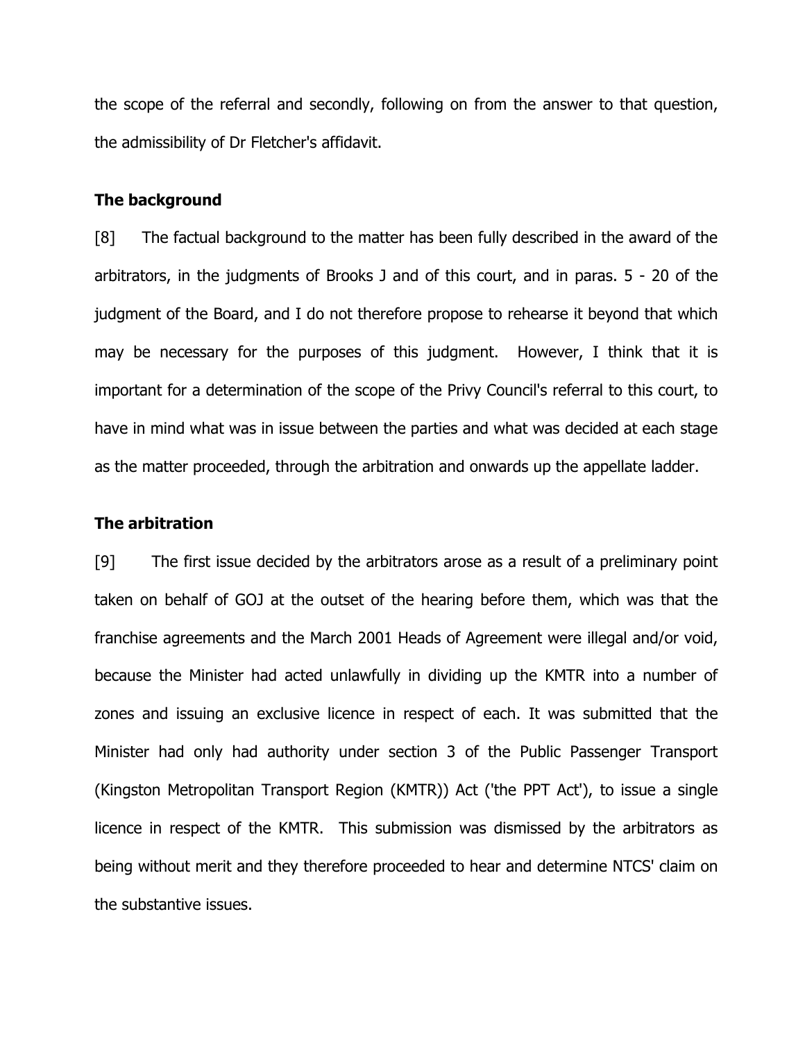the scope of the referral and secondly, following on from the answer to that question, the admissibility of Dr Fletcher's affidavit.

**The background**

[8] The factual background to the matter has been fully described in the award of the arbitrators, in the judgments of Brooks J and of this court, and in paras. 5 - 20 of the judgment of the Board, and I do not therefore propose to rehearse it beyond that which may be necessary for the purposes of this judgment. However, I think that it is important for a determination of the scope of the Privy Council's referral to this court, to have in mind what was in issue between the parties and what was decided at each stage as the matter proceeded, through the arbitration and onwards up the appellate ladder.

**The arbitration**

[9] The first issue decided by the arbitrators arose as a result of a preliminary point taken on behalf of GOJ at the outset of the hearing before them, which was that the franchise agreements and the March 2001 Heads of Agreement were illegal and/or void, because the Minister had acted unlawfully in dividing up the KMTR into a number of zones and issuing an exclusive licence in respect of each. It was submitted that the Minister had only had authority under section 3 of the Public Passenger Transport (Kingston Metropolitan Transport Region (KMTR)) Act ('the PPT Act'), to issue a single licence in respect of the KMTR. This submission was dismissed by the arbitrators as being without merit and they therefore proceeded to hear and determine NTCS' claim on the substantive issues.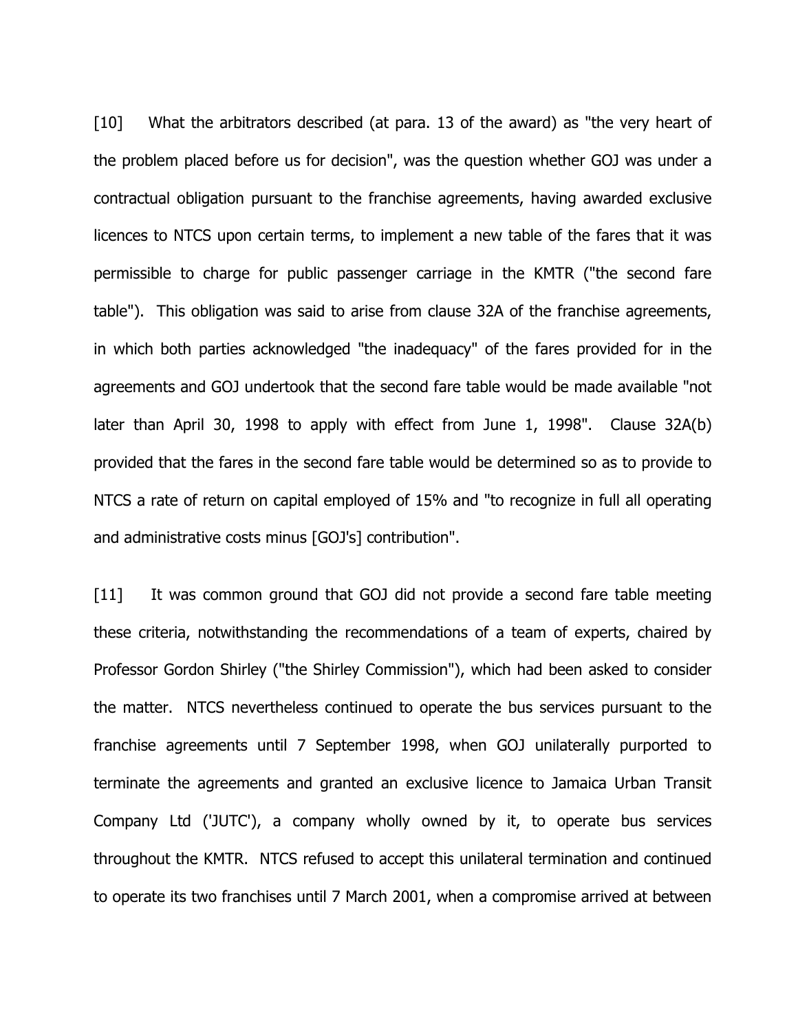[10] What the arbitrators described (at para. 13 of the award) as "the very heart of the problem placed before us for decision", was the question whether GOJ was under a contractual obligation pursuant to the franchise agreements, having awarded exclusive licences to NTCS upon certain terms, to implement a new table of the fares that it was permissible to charge for public passenger carriage in the KMTR ("the second fare table"). This obligation was said to arise from clause 32A of the franchise agreements, in which both parties acknowledged "the inadequacy" of the fares provided for in the agreements and GOJ undertook that the second fare table would be made available "not later than April 30, 1998 to apply with effect from June 1, 1998". Clause 32A(b) provided that the fares in the second fare table would be determined so as to provide to NTCS a rate of return on capital employed of 15% and "to recognize in full all operating and administrative costs minus [GOJ's] contribution".

[11] It was common ground that GOJ did not provide a second fare table meeting these criteria, notwithstanding the recommendations of a team of experts, chaired by Professor Gordon Shirley ("the Shirley Commission"), which had been asked to consider the matter. NTCS nevertheless continued to operate the bus services pursuant to the franchise agreements until 7 September 1998, when GOJ unilaterally purported to terminate the agreements and granted an exclusive licence to Jamaica Urban Transit Company Ltd ('JUTC'), a company wholly owned by it, to operate bus services throughout the KMTR. NTCS refused to accept this unilateral termination and continued to operate its two franchises until 7 March 2001, when a compromise arrived at between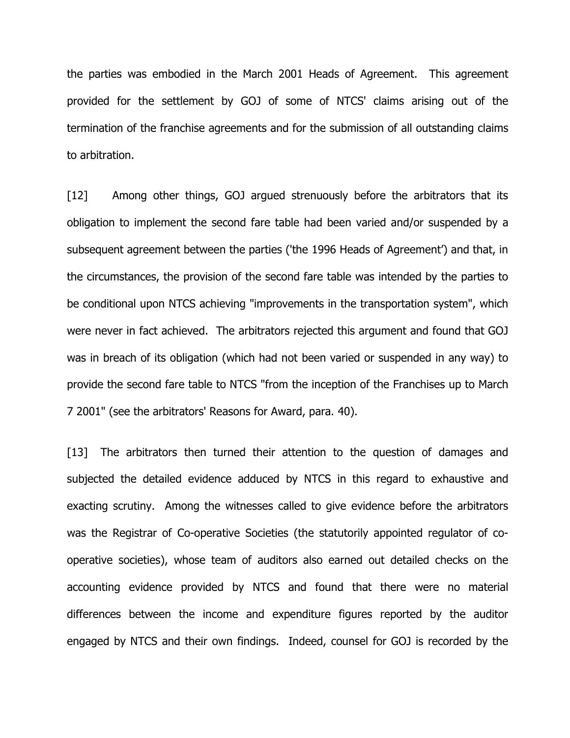the parties was embodied in the March 2001 Heads of Agreement. This agreement provided for the settlement by GOJ of some of NTCS' claims arising out of the termination of the franchise agreements and for the submission of all outstanding claims to arbitration.

[12] Among other things, GOJ argued strenuously before the arbitrators that its obligation to implement the second fare table had been varied and/or suspended by a subsequent agreement between the parties ('the 1996 Heads of Agreement') and that, in the circumstances, the provision of the second fare table was intended by the parties to be conditional upon NTCS achieving "improvements in the transportation system", which were never in fact achieved. The arbitrators rejected this argument and found that GOJ was in breach of its obligation (which had not been varied or suspended in any way) to provide the second fare table to NTCS "from the inception of the Franchises up to March 7 2001" (see the arbitrators' Reasons for Award, para. 40).

[13] The arbitrators then turned their attention to the question of damages and subjected the detailed evidence adduced by NTCS in this regard to exhaustive and exacting scrutiny. Among the witnesses called to give evidence before the arbitrators was the Registrar of Co-operative Societies (the statutorily appointed regulator of co-operative societies), whose team of auditors also earned out detailed checks on the accounting evidence provided by NTCS and found that there were no material differences between the income and expenditure figures reported by the auditor engaged by NTCS and their own findings. Indeed, counsel for GOJ is recorded by the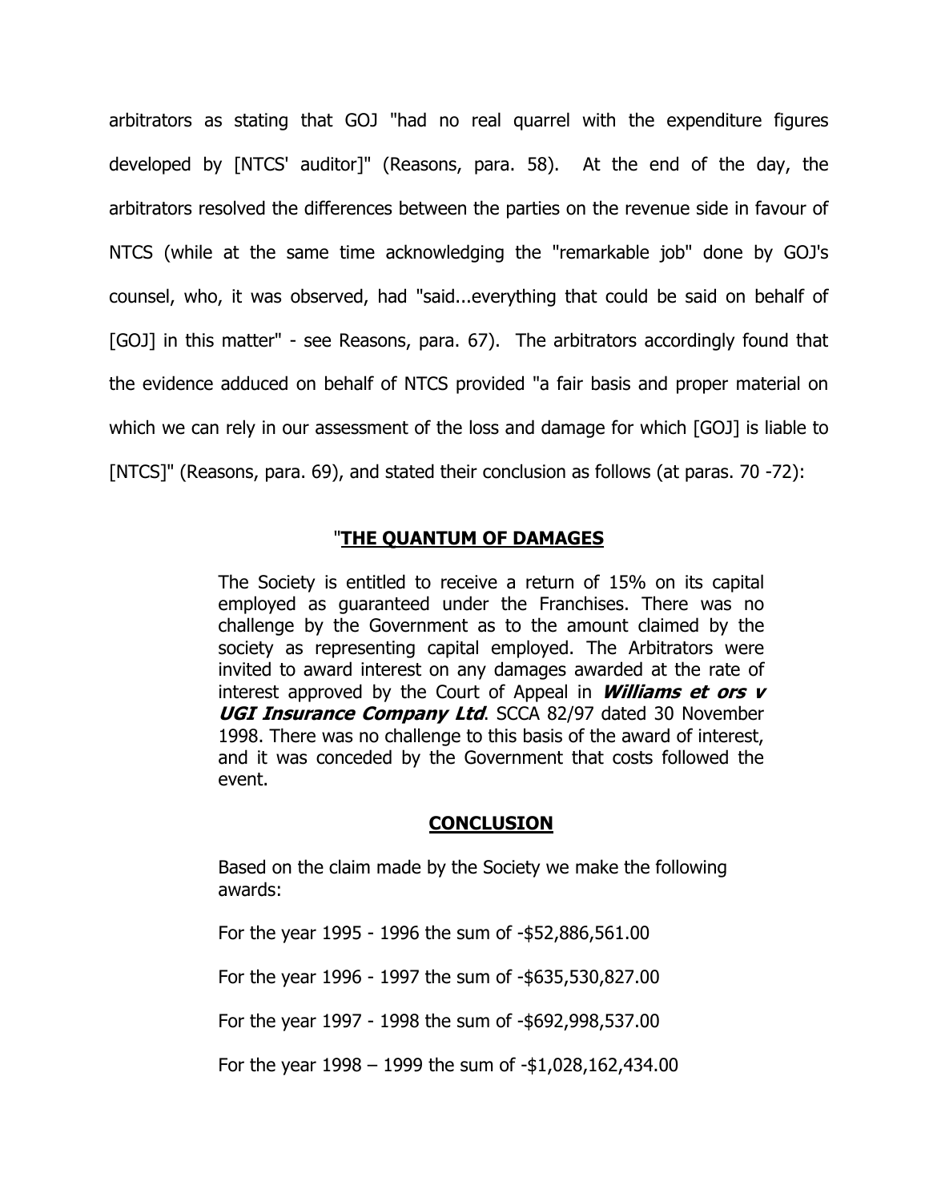arbitrators as stating that GOJ "had no real quarrel with the expenditure figures developed by [NTCS' auditor]" (Reasons, para. 58). At the end of the day, the arbitrators resolved the differences between the parties on the revenue side in favour of NTCS (while at the same time acknowledging the "remarkable job" done by GOJ's counsel, who, it was observed, had "said...everything that could be said on behalf of [GOJ] in this matter" - see Reasons, para. 67). The arbitrators accordingly found that the evidence adduced on behalf of NTCS provided "a fair basis and proper material on which we can rely in our assessment of the loss and damage for which [GOJ] is liable to [NTCS]" (Reasons, para. 69), and stated their conclusion as follows (at paras. 70 -72):

> "**THE QUANTUM OF DAMAGES**
>
> The Society is entitled to receive a return of 15% on its capital employed as guaranteed under the Franchises. There was no challenge by the Government as to the amount claimed by the society as representing capital employed. The Arbitrators were invited to award interest on any damages awarded at the rate of interest approved by the Court of Appeal in ***Williams et ors v UGI Insurance Company Ltd***. SCCA 82/97 dated 30 November 1998. There was no challenge to this basis of the award of interest, and it was conceded by the Government that costs followed the event.
>
> **CONCLUSION**
>
> Based on the claim made by the Society we make the following awards:
>
> For the year 1995 - 1996 the sum of -$52,886,561.00
>
> For the year 1996 - 1997 the sum of -$635,530,827.00
>
> For the year 1997 - 1998 the sum of -$692,998,537.00
>
> For the year 1998 – 1999 the sum of -$1,028,162,434.00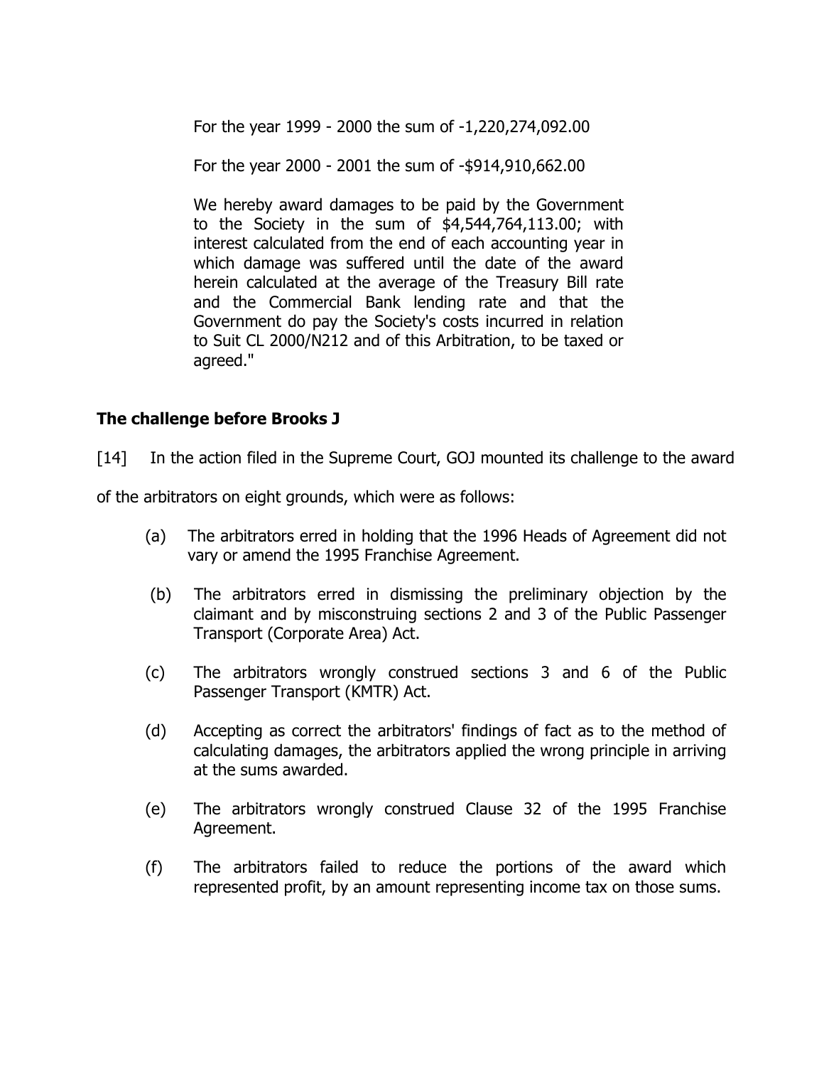For the year 1999 - 2000 the sum of -1,220,274,092.00

For the year 2000 - 2001 the sum of -$914,910,662.00

We hereby award damages to be paid by the Government to the Society in the sum of $4,544,764,113.00; with interest calculated from the end of each accounting year in which damage was suffered until the date of the award herein calculated at the average of the Treasury Bill rate and the Commercial Bank lending rate and that the Government do pay the Society's costs incurred in relation to Suit CL 2000/N212 and of this Arbitration, to be taxed or agreed."

**The challenge before Brooks J**

[14] In the action filed in the Supreme Court, GOJ mounted its challenge to the award of the arbitrators on eight grounds, which were as follows:

(a) The arbitrators erred in holding that the 1996 Heads of Agreement did not vary or amend the 1995 Franchise Agreement.

(b) The arbitrators erred in dismissing the preliminary objection by the claimant and by misconstruing sections 2 and 3 of the Public Passenger Transport (Corporate Area) Act.

(c) The arbitrators wrongly construed sections 3 and 6 of the Public Passenger Transport (KMTR) Act.

(d) Accepting as correct the arbitrators' findings of fact as to the method of calculating damages, the arbitrators applied the wrong principle in arriving at the sums awarded.

(e) The arbitrators wrongly construed Clause 32 of the 1995 Franchise Agreement.

(f) The arbitrators failed to reduce the portions of the award which represented profit, by an amount representing income tax on those sums.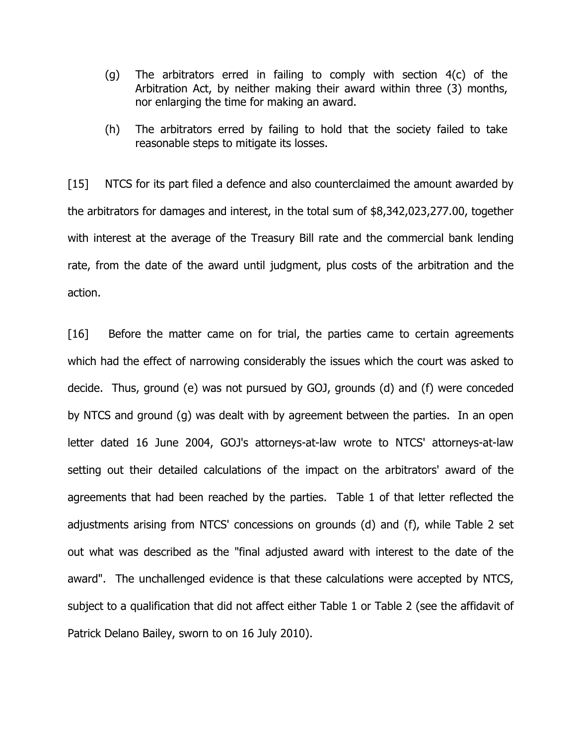(g) The arbitrators erred in failing to comply with section 4(c) of the Arbitration Act, by neither making their award within three (3) months, nor enlarging the time for making an award.

(h) The arbitrators erred by failing to hold that the society failed to take reasonable steps to mitigate its losses.

[15] NTCS for its part filed a defence and also counterclaimed the amount awarded by the arbitrators for damages and interest, in the total sum of $8,342,023,277.00, together with interest at the average of the Treasury Bill rate and the commercial bank lending rate, from the date of the award until judgment, plus costs of the arbitration and the action.

[16] Before the matter came on for trial, the parties came to certain agreements which had the effect of narrowing considerably the issues which the court was asked to decide. Thus, ground (e) was not pursued by GOJ, grounds (d) and (f) were conceded by NTCS and ground (g) was dealt with by agreement between the parties. In an open letter dated 16 June 2004, GOJ's attorneys-at-law wrote to NTCS' attorneys-at-law setting out their detailed calculations of the impact on the arbitrators' award of the agreements that had been reached by the parties. Table 1 of that letter reflected the adjustments arising from NTCS' concessions on grounds (d) and (f), while Table 2 set out what was described as the "final adjusted award with interest to the date of the award". The unchallenged evidence is that these calculations were accepted by NTCS, subject to a qualification that did not affect either Table 1 or Table 2 (see the affidavit of Patrick Delano Bailey, sworn to on 16 July 2010).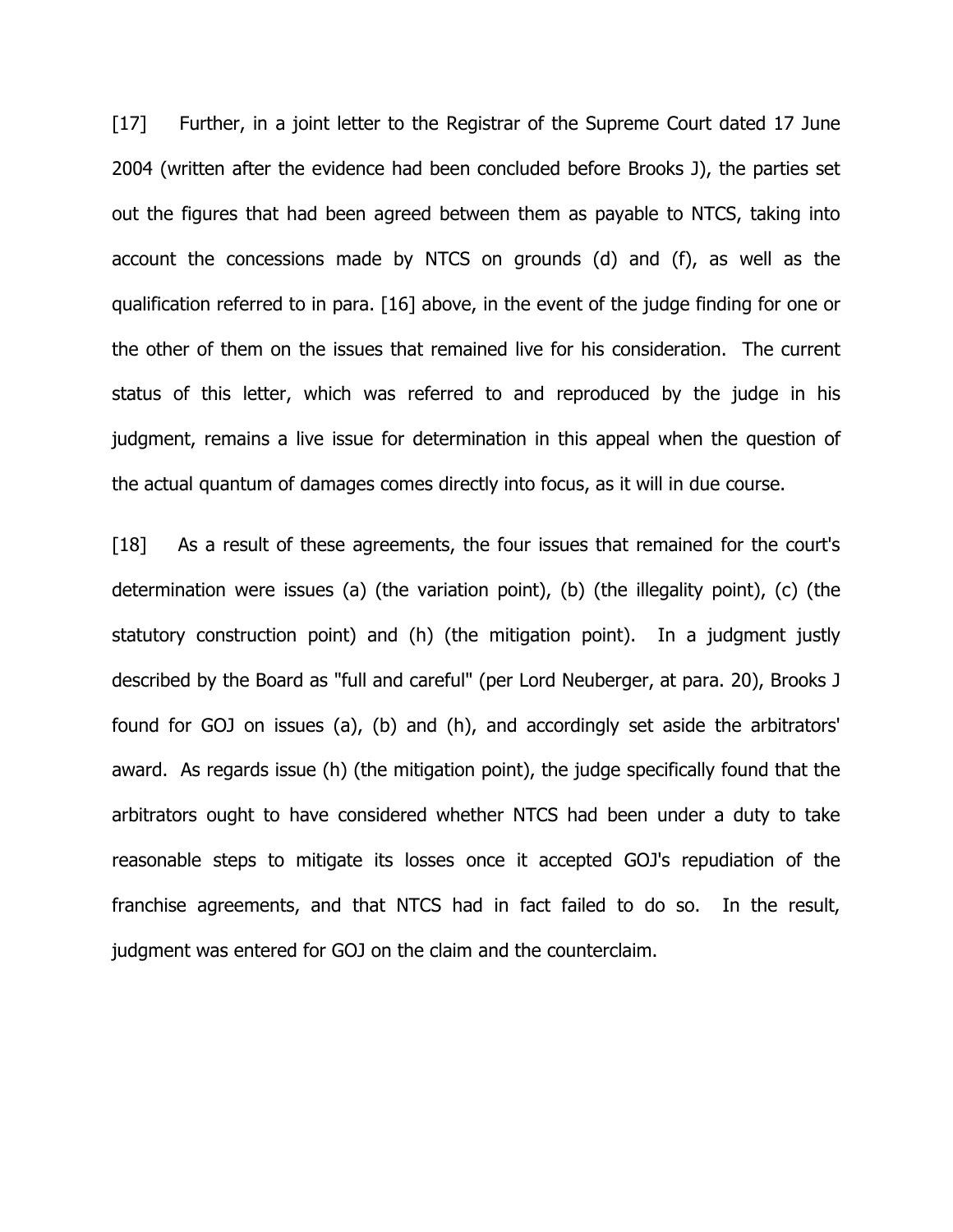[17] Further, in a joint letter to the Registrar of the Supreme Court dated 17 June 2004 (written after the evidence had been concluded before Brooks J), the parties set out the figures that had been agreed between them as payable to NTCS, taking into account the concessions made by NTCS on grounds (d) and (f), as well as the qualification referred to in para. [16] above, in the event of the judge finding for one or the other of them on the issues that remained live for his consideration. The current status of this letter, which was referred to and reproduced by the judge in his judgment, remains a live issue for determination in this appeal when the question of the actual quantum of damages comes directly into focus, as it will in due course.

[18] As a result of these agreements, the four issues that remained for the court's determination were issues (a) (the variation point), (b) (the illegality point), (c) (the statutory construction point) and (h) (the mitigation point). In a judgment justly described by the Board as "full and careful" (per Lord Neuberger, at para. 20), Brooks J found for GOJ on issues (a), (b) and (h), and accordingly set aside the arbitrators' award. As regards issue (h) (the mitigation point), the judge specifically found that the arbitrators ought to have considered whether NTCS had been under a duty to take reasonable steps to mitigate its losses once it accepted GOJ's repudiation of the franchise agreements, and that NTCS had in fact failed to do so. In the result, judgment was entered for GOJ on the claim and the counterclaim.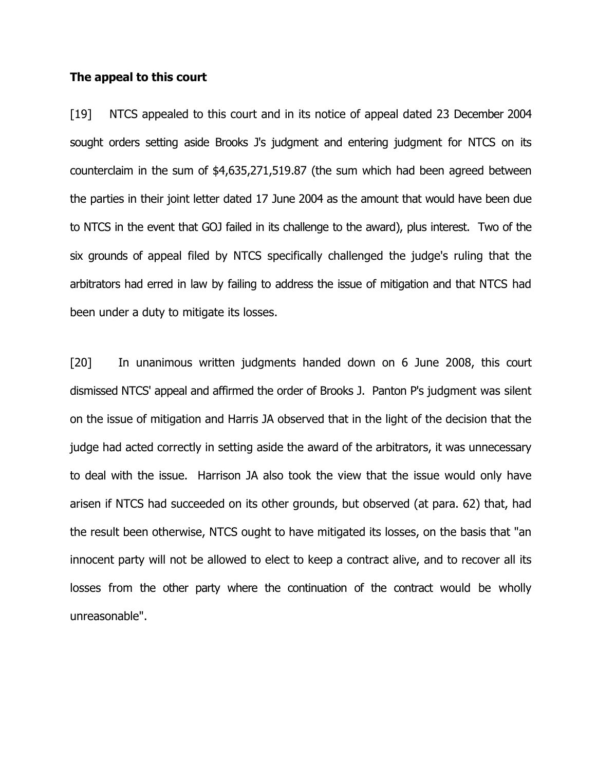**The appeal to this court**

[19] NTCS appealed to this court and in its notice of appeal dated 23 December 2004 sought orders setting aside Brooks J's judgment and entering judgment for NTCS on its counterclaim in the sum of $4,635,271,519.87 (the sum which had been agreed between the parties in their joint letter dated 17 June 2004 as the amount that would have been due to NTCS in the event that GOJ failed in its challenge to the award), plus interest. Two of the six grounds of appeal filed by NTCS specifically challenged the judge's ruling that the arbitrators had erred in law by failing to address the issue of mitigation and that NTCS had been under a duty to mitigate its losses.

[20] In unanimous written judgments handed down on 6 June 2008, this court dismissed NTCS' appeal and affirmed the order of Brooks J. Panton P's judgment was silent on the issue of mitigation and Harris JA observed that in the light of the decision that the judge had acted correctly in setting aside the award of the arbitrators, it was unnecessary to deal with the issue. Harrison JA also took the view that the issue would only have arisen if NTCS had succeeded on its other grounds, but observed (at para. 62) that, had the result been otherwise, NTCS ought to have mitigated its losses, on the basis that "an innocent party will not be allowed to elect to keep a contract alive, and to recover all its losses from the other party where the continuation of the contract would be wholly unreasonable".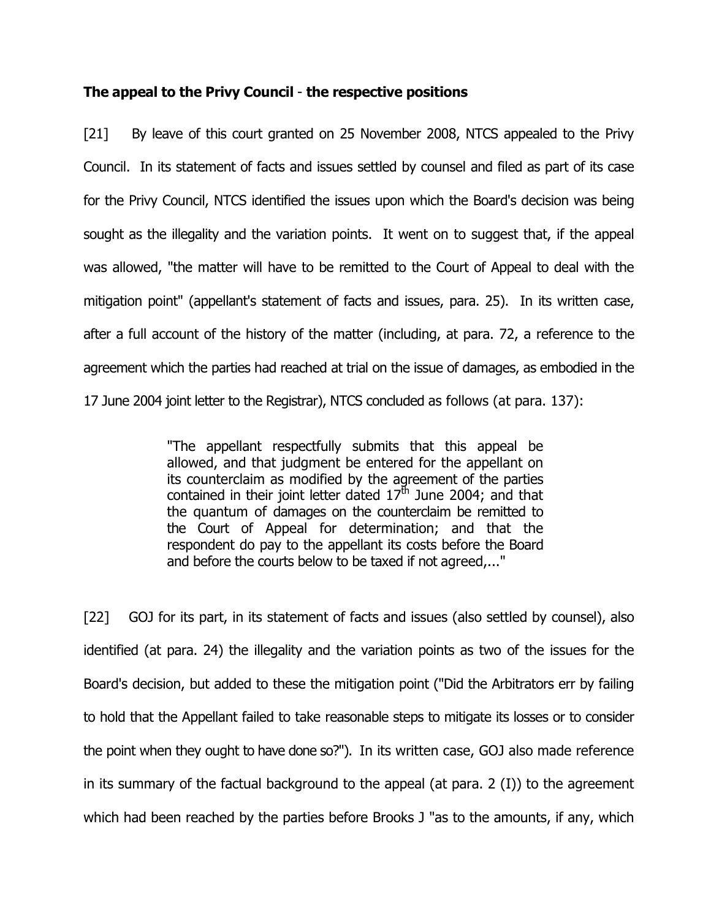**The appeal to the Privy Council - the respective positions**

[21] By leave of this court granted on 25 November 2008, NTCS appealed to the Privy Council. In its statement of facts and issues settled by counsel and filed as part of its case for the Privy Council, NTCS identified the issues upon which the Board's decision was being sought as the illegality and the variation points. It went on to suggest that, if the appeal was allowed, "the matter will have to be remitted to the Court of Appeal to deal with the mitigation point" (appellant's statement of facts and issues, para. 25). In its written case, after a full account of the history of the matter (including, at para. 72, a reference to the agreement which the parties had reached at trial on the issue of damages, as embodied in the 17 June 2004 joint letter to the Registrar), NTCS concluded as follows (at para. 137):

> "The appellant respectfully submits that this appeal be allowed, and that judgment be entered for the appellant on its counterclaim as modified by the agreement of the parties contained in their joint letter dated 17th June 2004; and that the quantum of damages on the counterclaim be remitted to the Court of Appeal for determination; and that the respondent do pay to the appellant its costs before the Board and before the courts below to be taxed if not agreed,..."

[22] GOJ for its part, in its statement of facts and issues (also settled by counsel), also identified (at para. 24) the illegality and the variation points as two of the issues for the Board's decision, but added to these the mitigation point ("Did the Arbitrators err by failing to hold that the Appellant failed to take reasonable steps to mitigate its losses or to consider the point when they ought to have done so?"). In its written case, GOJ also made reference in its summary of the factual background to the appeal (at para. 2 (I)) to the agreement which had been reached by the parties before Brooks J "as to the amounts, if any, which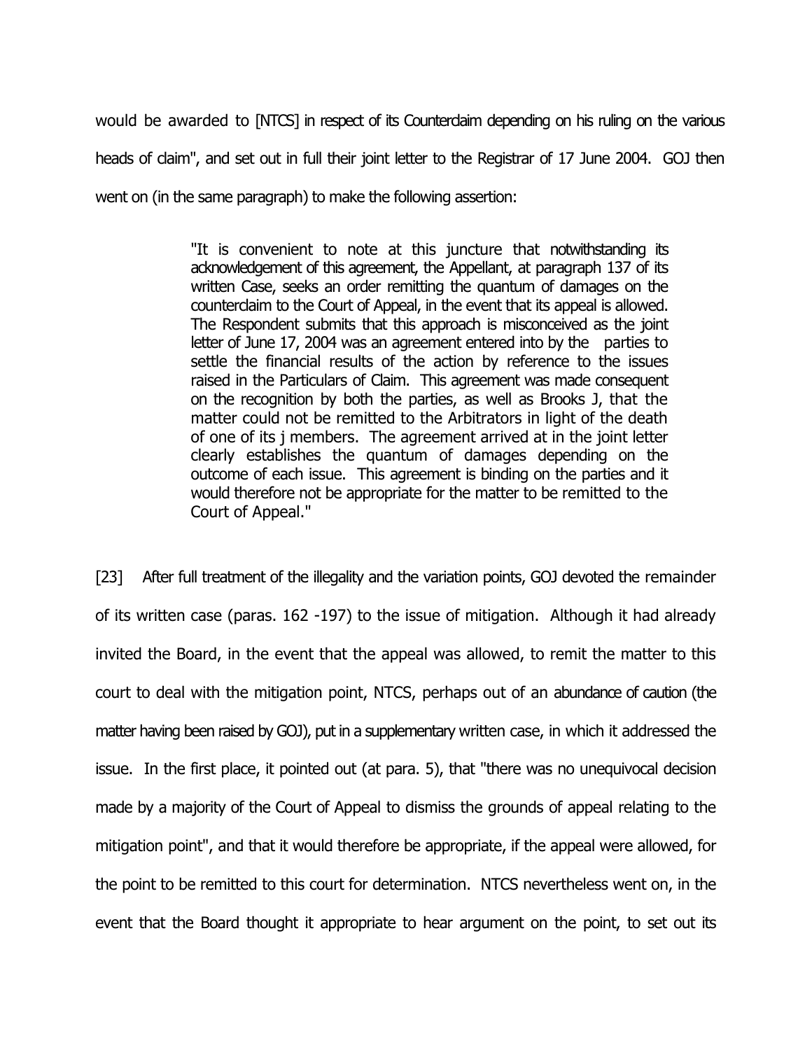would be awarded to [NTCS] in respect of its Counterclaim depending on his ruling on the various heads of claim", and set out in full their joint letter to the Registrar of 17 June 2004. GOJ then went on (in the same paragraph) to make the following assertion:

> "It is convenient to note at this juncture that notwithstanding its acknowledgement of this agreement, the Appellant, at paragraph 137 of its written Case, seeks an order remitting the quantum of damages on the counterclaim to the Court of Appeal, in the event that its appeal is allowed. The Respondent submits that this approach is misconceived as the joint letter of June 17, 2004 was an agreement entered into by the parties to settle the financial results of the action by reference to the issues raised in the Particulars of Claim. This agreement was made consequent on the recognition by both the parties, as well as Brooks J, that the matter could not be remitted to the Arbitrators in light of the death of one of its j members. The agreement arrived at in the joint letter clearly establishes the quantum of damages depending on the outcome of each issue. This agreement is binding on the parties and it would therefore not be appropriate for the matter to be remitted to the Court of Appeal."

[23] After full treatment of the illegality and the variation points, GOJ devoted the remainder of its written case (paras. 162 -197) to the issue of mitigation. Although it had already invited the Board, in the event that the appeal was allowed, to remit the matter to this court to deal with the mitigation point, NTCS, perhaps out of an abundance of caution (the matter having been raised by GOJ), put in a supplementary written case, in which it addressed the issue. In the first place, it pointed out (at para. 5), that "there was no unequivocal decision made by a majority of the Court of Appeal to dismiss the grounds of appeal relating to the mitigation point", and that it would therefore be appropriate, if the appeal were allowed, for the point to be remitted to this court for determination. NTCS nevertheless went on, in the event that the Board thought it appropriate to hear argument on the point, to set out its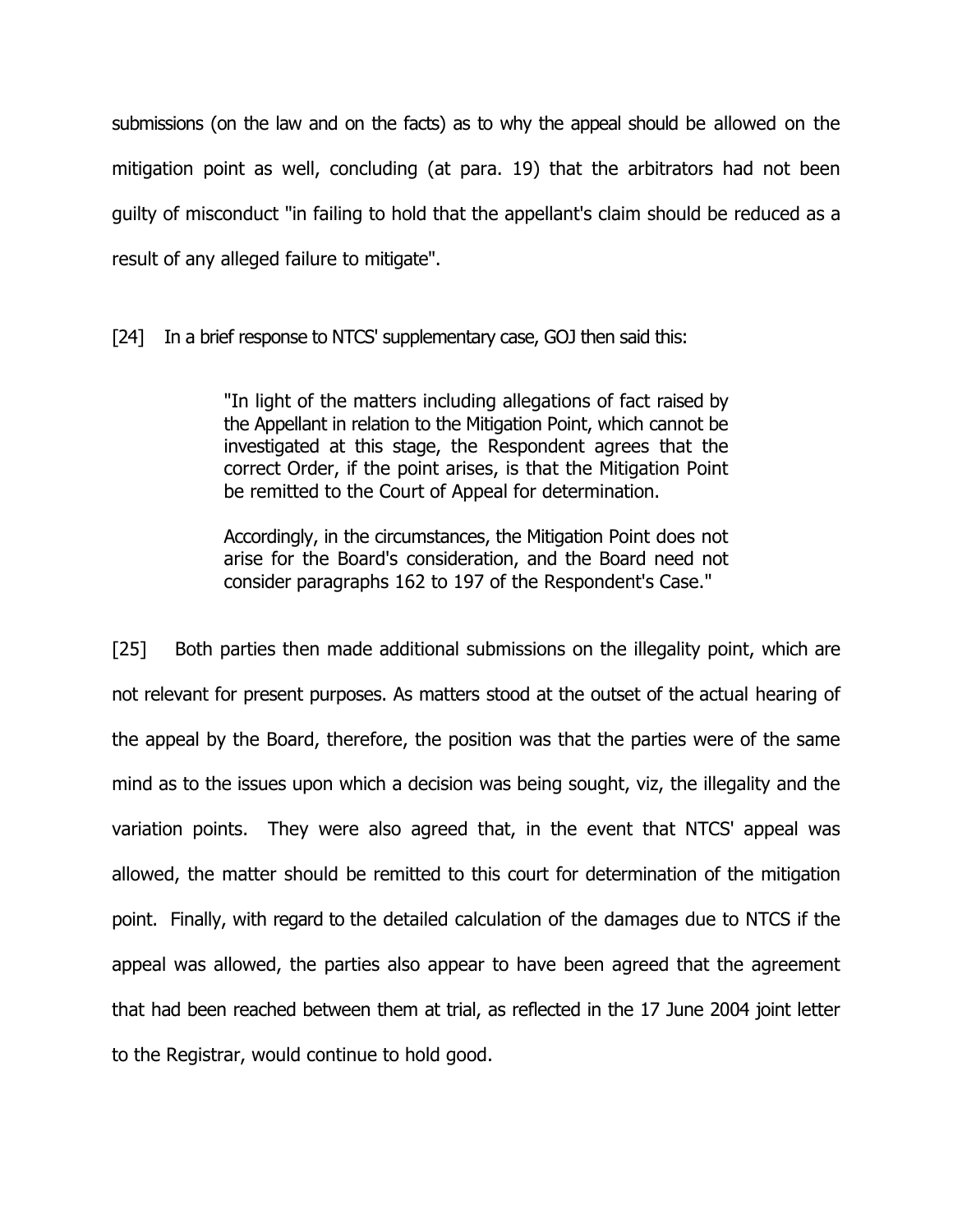submissions (on the law and on the facts) as to why the appeal should be allowed on the mitigation point as well, concluding (at para. 19) that the arbitrators had not been guilty of misconduct "in failing to hold that the appellant's claim should be reduced as a result of any alleged failure to mitigate".

[24] In a brief response to NTCS' supplementary case, GOJ then said this:

> "In light of the matters including allegations of fact raised by the Appellant in relation to the Mitigation Point, which cannot be investigated at this stage, the Respondent agrees that the correct Order, if the point arises, is that the Mitigation Point be remitted to the Court of Appeal for determination.
>
> Accordingly, in the circumstances, the Mitigation Point does not arise for the Board's consideration, and the Board need not consider paragraphs 162 to 197 of the Respondent's Case."

[25] Both parties then made additional submissions on the illegality point, which are not relevant for present purposes. As matters stood at the outset of the actual hearing of the appeal by the Board, therefore, the position was that the parties were of the same mind as to the issues upon which a decision was being sought, viz, the illegality and the variation points. They were also agreed that, in the event that NTCS' appeal was allowed, the matter should be remitted to this court for determination of the mitigation point. Finally, with regard to the detailed calculation of the damages due to NTCS if the appeal was allowed, the parties also appear to have been agreed that the agreement that had been reached between them at trial, as reflected in the 17 June 2004 joint letter to the Registrar, would continue to hold good.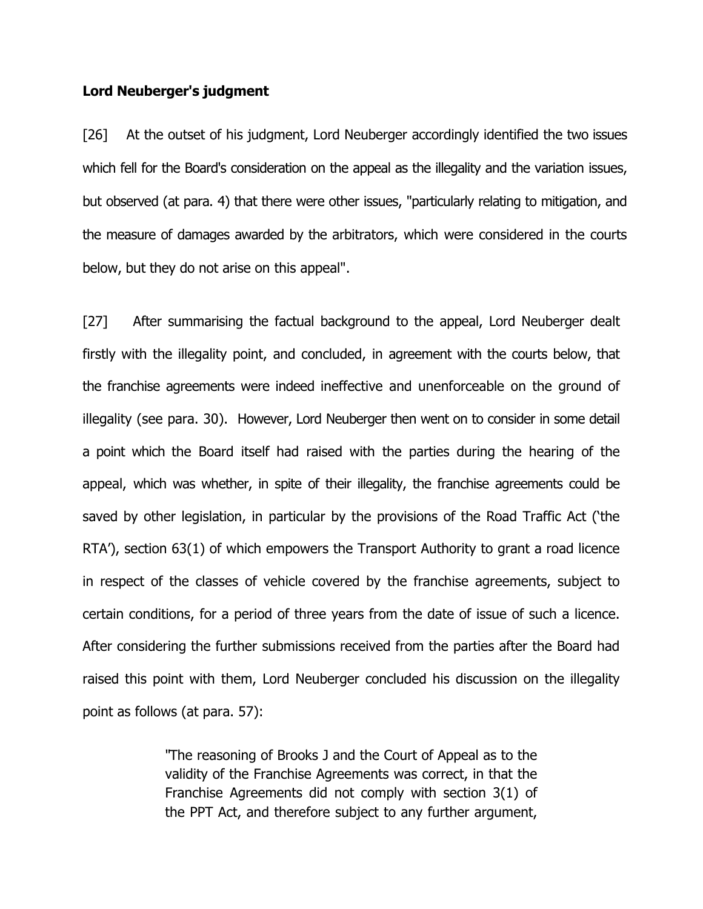**Lord Neuberger's judgment**

[26] At the outset of his judgment, Lord Neuberger accordingly identified the two issues which fell for the Board's consideration on the appeal as the illegality and the variation issues, but observed (at para. 4) that there were other issues, "particularly relating to mitigation, and the measure of damages awarded by the arbitrators, which were considered in the courts below, but they do not arise on this appeal".

[27] After summarising the factual background to the appeal, Lord Neuberger dealt firstly with the illegality point, and concluded, in agreement with the courts below, that the franchise agreements were indeed ineffective and unenforceable on the ground of illegality (see para. 30). However, Lord Neuberger then went on to consider in some detail a point which the Board itself had raised with the parties during the hearing of the appeal, which was whether, in spite of their illegality, the franchise agreements could be saved by other legislation, in particular by the provisions of the Road Traffic Act ('the RTA'), section 63(1) of which empowers the Transport Authority to grant a road licence in respect of the classes of vehicle covered by the franchise agreements, subject to certain conditions, for a period of three years from the date of issue of such a licence. After considering the further submissions received from the parties after the Board had raised this point with them, Lord Neuberger concluded his discussion on the illegality point as follows (at para. 57):

> "The reasoning of Brooks J and the Court of Appeal as to the validity of the Franchise Agreements was correct, in that the Franchise Agreements did not comply with section 3(1) of the PPT Act, and therefore subject to any further argument,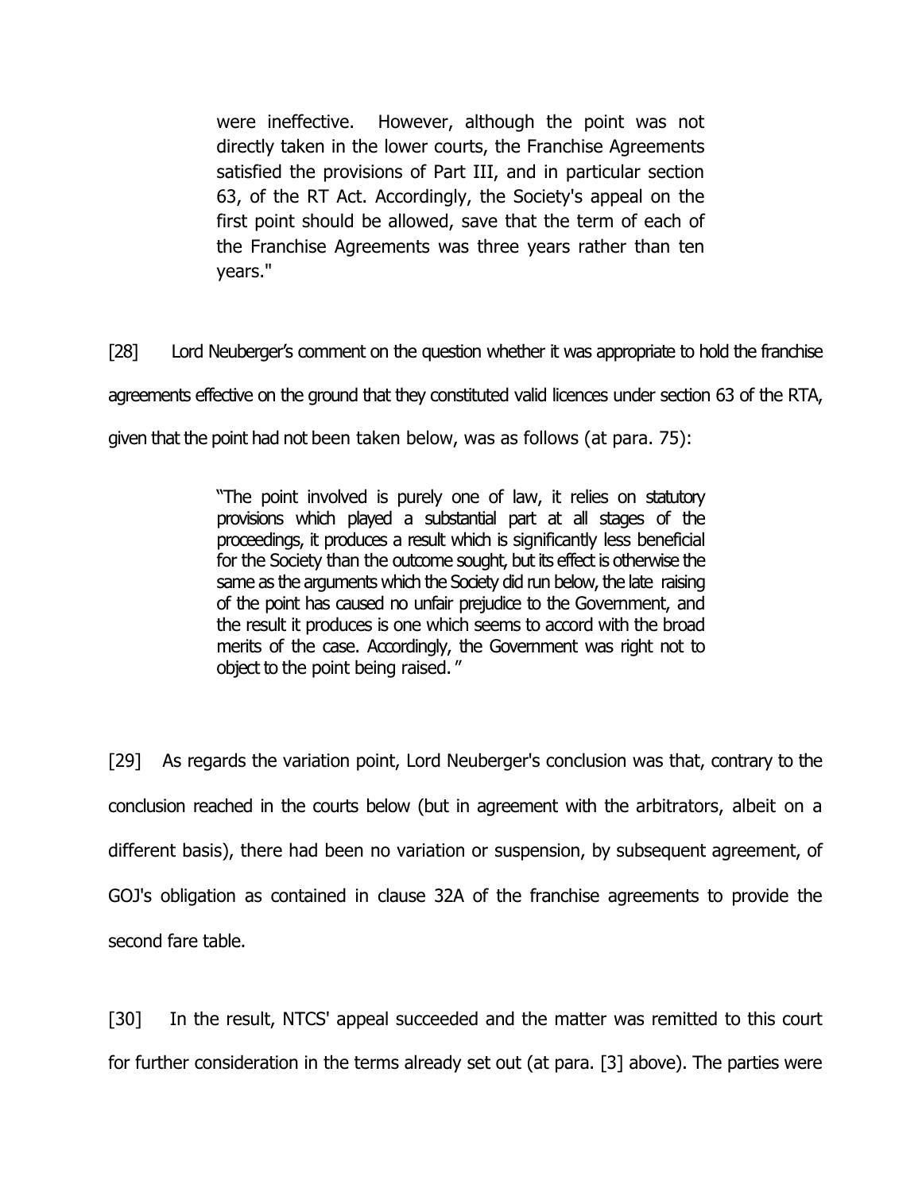> were ineffective. However, although the point was not directly taken in the lower courts, the Franchise Agreements satisfied the provisions of Part III, and in particular section 63, of the RT Act. Accordingly, the Society's appeal on the first point should be allowed, save that the term of each of the Franchise Agreements was three years rather than ten years."

[28] Lord Neuberger's comment on the question whether it was appropriate to hold the franchise agreements effective on the ground that they constituted valid licences under section 63 of the RTA, given that the point had not been taken below, was as follows (at para. 75):

> "The point involved is purely one of law, it relies on statutory provisions which played a substantial part at all stages of the proceedings, it produces a result which is significantly less beneficial for the Society than the outcome sought, but its effect is otherwise the same as the arguments which the Society did run below, the late raising of the point has caused no unfair prejudice to the Government, and the result it produces is one which seems to accord with the broad merits of the case. Accordingly, the Government was right not to object to the point being raised. "

[29] As regards the variation point, Lord Neuberger's conclusion was that, contrary to the conclusion reached in the courts below (but in agreement with the arbitrators, albeit on a different basis), there had been no variation or suspension, by subsequent agreement, of GOJ's obligation as contained in clause 32A of the franchise agreements to provide the second fare table.

[30] In the result, NTCS' appeal succeeded and the matter was remitted to this court for further consideration in the terms already set out (at para. [3] above). The parties were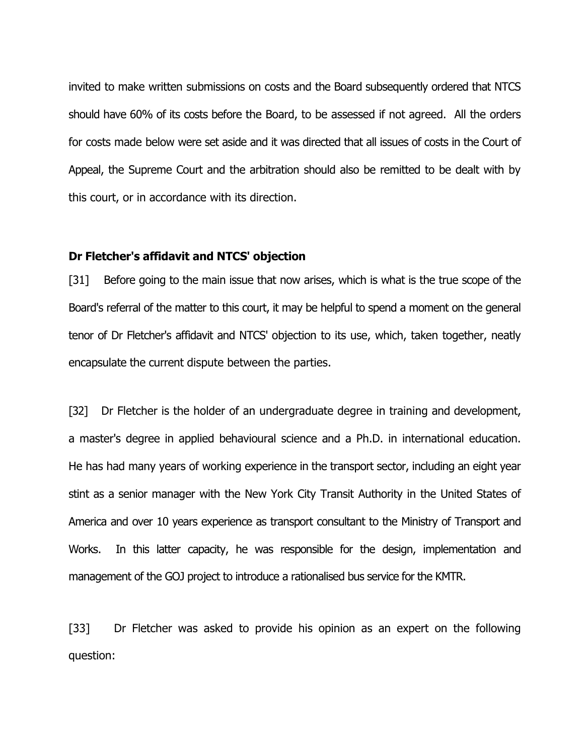invited to make written submissions on costs and the Board subsequently ordered that NTCS should have 60% of its costs before the Board, to be assessed if not agreed. All the orders for costs made below were set aside and it was directed that all issues of costs in the Court of Appeal, the Supreme Court and the arbitration should also be remitted to be dealt with by this court, or in accordance with its direction.

**Dr Fletcher's affidavit and NTCS' objection**

[31] Before going to the main issue that now arises, which is what is the true scope of the Board's referral of the matter to this court, it may be helpful to spend a moment on the general tenor of Dr Fletcher's affidavit and NTCS' objection to its use, which, taken together, neatly encapsulate the current dispute between the parties.

[32] Dr Fletcher is the holder of an undergraduate degree in training and development, a master's degree in applied behavioural science and a Ph.D. in international education. He has had many years of working experience in the transport sector, including an eight year stint as a senior manager with the New York City Transit Authority in the United States of America and over 10 years experience as transport consultant to the Ministry of Transport and Works. In this latter capacity, he was responsible for the design, implementation and management of the GOJ project to introduce a rationalised bus service for the KMTR.

[33] Dr Fletcher was asked to provide his opinion as an expert on the following question: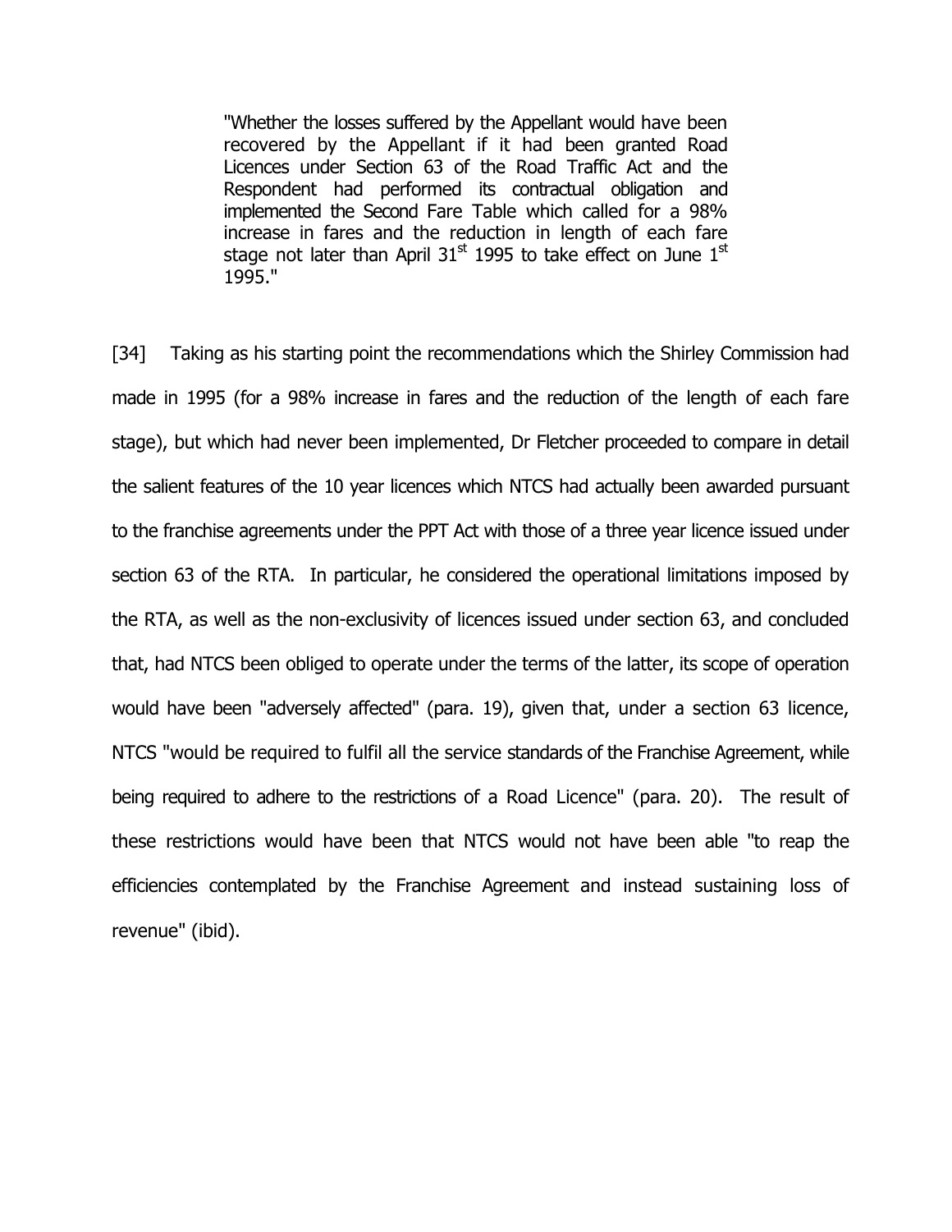> "Whether the losses suffered by the Appellant would have been recovered by the Appellant if it had been granted Road Licences under Section 63 of the Road Traffic Act and the Respondent had performed its contractual obligation and implemented the Second Fare Table which called for a 98% increase in fares and the reduction in length of each fare stage not later than April 31st 1995 to take effect on June 1st 1995."

[34] Taking as his starting point the recommendations which the Shirley Commission had made in 1995 (for a 98% increase in fares and the reduction of the length of each fare stage), but which had never been implemented, Dr Fletcher proceeded to compare in detail the salient features of the 10 year licences which NTCS had actually been awarded pursuant to the franchise agreements under the PPT Act with those of a three year licence issued under section 63 of the RTA. In particular, he considered the operational limitations imposed by the RTA, as well as the non-exclusivity of licences issued under section 63, and concluded that, had NTCS been obliged to operate under the terms of the latter, its scope of operation would have been "adversely affected" (para. 19), given that, under a section 63 licence, NTCS "would be required to fulfil all the service standards of the Franchise Agreement, while being required to adhere to the restrictions of a Road Licence" (para. 20). The result of these restrictions would have been that NTCS would not have been able "to reap the efficiencies contemplated by the Franchise Agreement and instead sustaining loss of revenue" (ibid).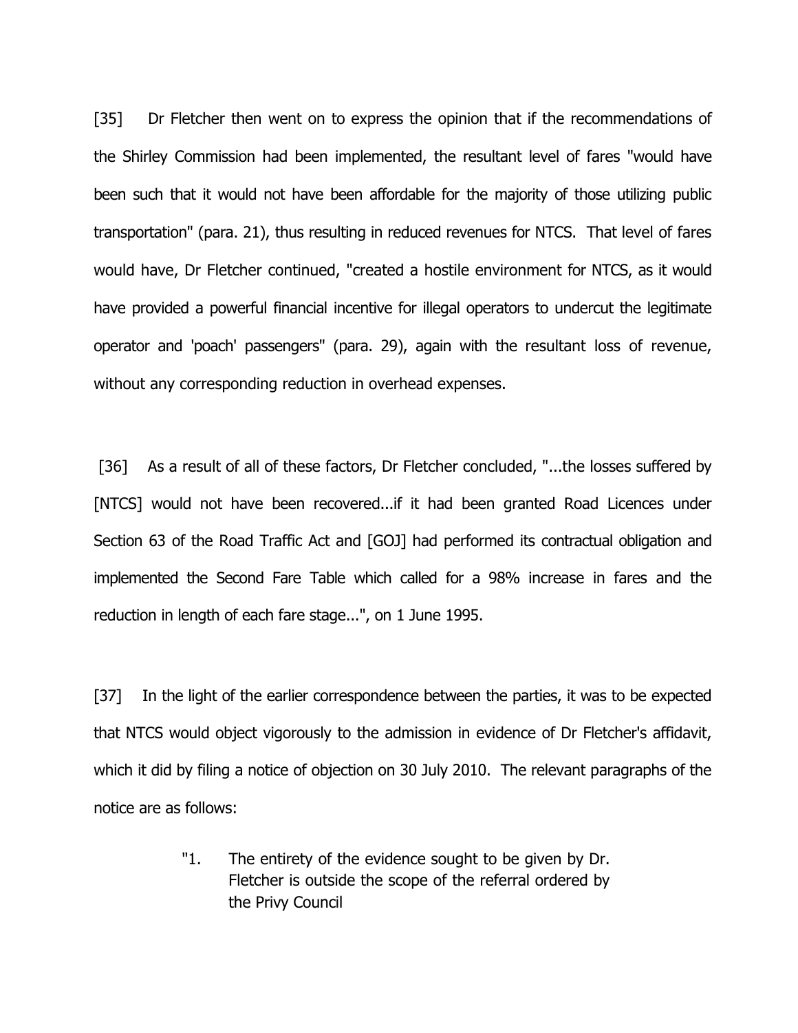[35] Dr Fletcher then went on to express the opinion that if the recommendations of the Shirley Commission had been implemented, the resultant level of fares "would have been such that it would not have been affordable for the majority of those utilizing public transportation" (para. 21), thus resulting in reduced revenues for NTCS. That level of fares would have, Dr Fletcher continued, "created a hostile environment for NTCS, as it would have provided a powerful financial incentive for illegal operators to undercut the legitimate operator and 'poach' passengers" (para. 29), again with the resultant loss of revenue, without any corresponding reduction in overhead expenses.

[36] As a result of all of these factors, Dr Fletcher concluded, "...the losses suffered by [NTCS] would not have been recovered...if it had been granted Road Licences under Section 63 of the Road Traffic Act and [GOJ] had performed its contractual obligation and implemented the Second Fare Table which called for a 98% increase in fares and the reduction in length of each fare stage...", on 1 June 1995.

[37] In the light of the earlier correspondence between the parties, it was to be expected that NTCS would object vigorously to the admission in evidence of Dr Fletcher's affidavit, which it did by filing a notice of objection on 30 July 2010. The relevant paragraphs of the notice are as follows:

> "1. The entirety of the evidence sought to be given by Dr. Fletcher is outside the scope of the referral ordered by the Privy Council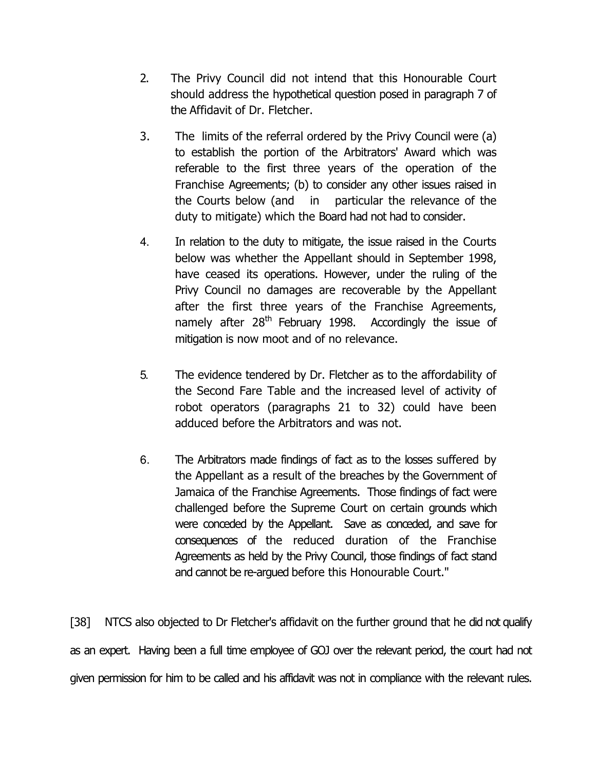2. The Privy Council did not intend that this Honourable Court should address the hypothetical question posed in paragraph 7 of the Affidavit of Dr. Fletcher.

3. The limits of the referral ordered by the Privy Council were (a) to establish the portion of the Arbitrators' Award which was referable to the first three years of the operation of the Franchise Agreements; (b) to consider any other issues raised in the Courts below (and in particular the relevance of the duty to mitigate) which the Board had not had to consider.

4. In relation to the duty to mitigate, the issue raised in the Courts below was whether the Appellant should in September 1998, have ceased its operations. However, under the ruling of the Privy Council no damages are recoverable by the Appellant after the first three years of the Franchise Agreements, namely after 28th February 1998. Accordingly the issue of mitigation is now moot and of no relevance.

5. The evidence tendered by Dr. Fletcher as to the affordability of the Second Fare Table and the increased level of activity of robot operators (paragraphs 21 to 32) could have been adduced before the Arbitrators and was not.

6. The Arbitrators made findings of fact as to the losses suffered by the Appellant as a result of the breaches by the Government of Jamaica of the Franchise Agreements. Those findings of fact were challenged before the Supreme Court on certain grounds which were conceded by the Appellant. Save as conceded, and save for consequences of the reduced duration of the Franchise Agreements as held by the Privy Council, those findings of fact stand and cannot be re-argued before this Honourable Court."

[38] NTCS also objected to Dr Fletcher's affidavit on the further ground that he did not qualify as an expert. Having been a full time employee of GOJ over the relevant period, the court had not given permission for him to be called and his affidavit was not in compliance with the relevant rules.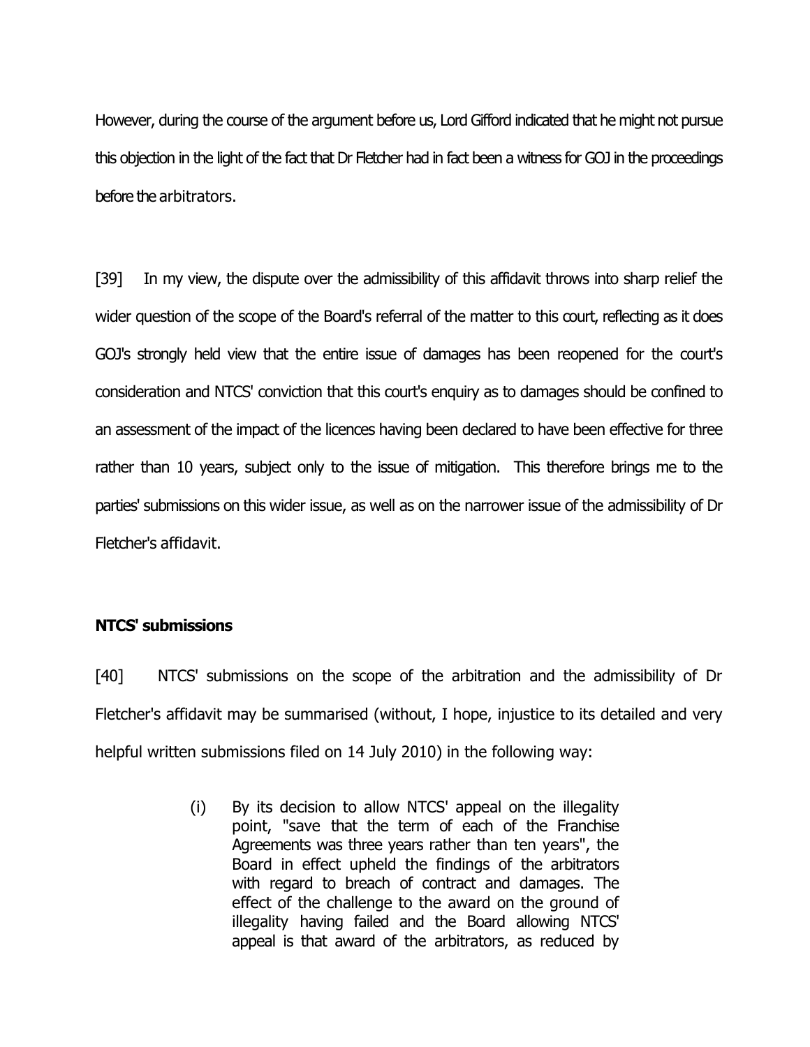However, during the course of the argument before us, Lord Gifford indicated that he might not pursue this objection in the light of the fact that Dr Fletcher had in fact been a witness for GOJ in the proceedings before the arbitrators.

[39] In my view, the dispute over the admissibility of this affidavit throws into sharp relief the wider question of the scope of the Board's referral of the matter to this court, reflecting as it does GOJ's strongly held view that the entire issue of damages has been reopened for the court's consideration and NTCS' conviction that this court's enquiry as to damages should be confined to an assessment of the impact of the licences having been declared to have been effective for three rather than 10 years, subject only to the issue of mitigation. This therefore brings me to the parties' submissions on this wider issue, as well as on the narrower issue of the admissibility of Dr Fletcher's affidavit.

**NTCS' submissions**

[40] NTCS' submissions on the scope of the arbitration and the admissibility of Dr Fletcher's affidavit may be summarised (without, I hope, injustice to its detailed and very helpful written submissions filed on 14 July 2010) in the following way:

> (i) By its decision to allow NTCS' appeal on the illegality point, "save that the term of each of the Franchise Agreements was three years rather than ten years", the Board in effect upheld the findings of the arbitrators with regard to breach of contract and damages. The effect of the challenge to the award on the ground of illegality having failed and the Board allowing NTCS' appeal is that award of the arbitrators, as reduced by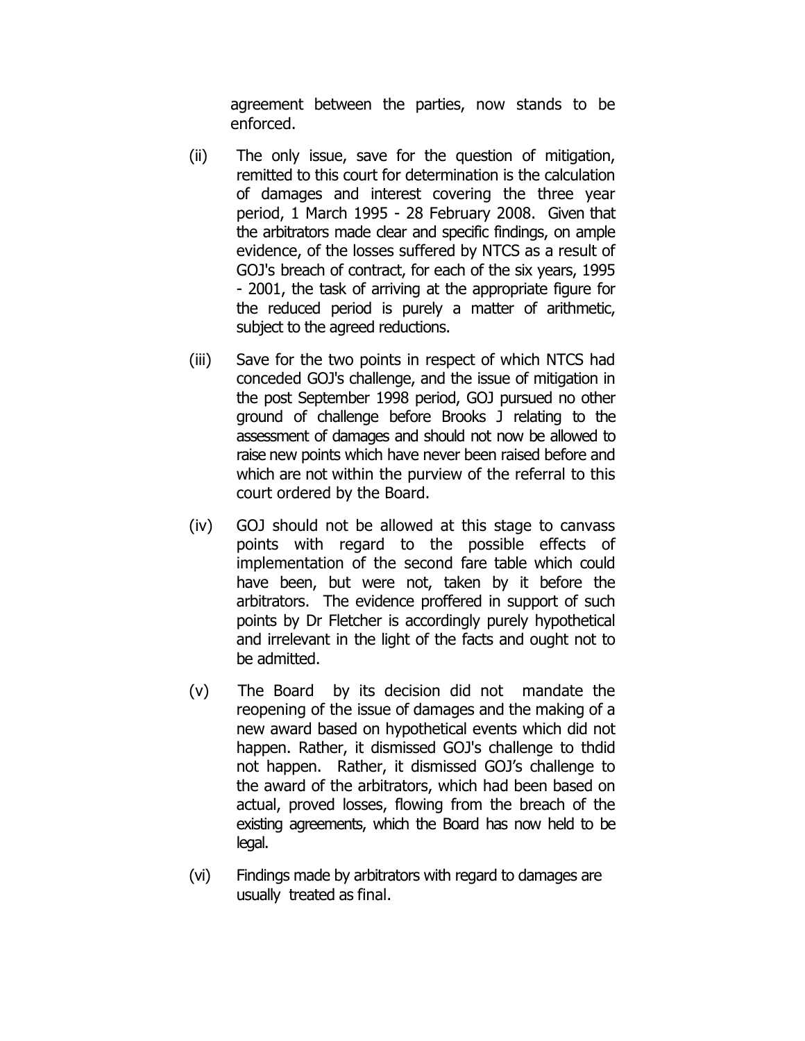agreement between the parties, now stands to be enforced.

(ii) The only issue, save for the question of mitigation, remitted to this court for determination is the calculation of damages and interest covering the three year period, 1 March 1995 - 28 February 2008. Given that the arbitrators made clear and specific findings, on ample evidence, of the losses suffered by NTCS as a result of GOJ's breach of contract, for each of the six years, 1995 - 2001, the task of arriving at the appropriate figure for the reduced period is purely a matter of arithmetic, subject to the agreed reductions.

(iii) Save for the two points in respect of which NTCS had conceded GOJ's challenge, and the issue of mitigation in the post September 1998 period, GOJ pursued no other ground of challenge before Brooks J relating to the assessment of damages and should not now be allowed to raise new points which have never been raised before and which are not within the purview of the referral to this court ordered by the Board.

(iv) GOJ should not be allowed at this stage to canvass points with regard to the possible effects of implementation of the second fare table which could have been, but were not, taken by it before the arbitrators. The evidence proffered in support of such points by Dr Fletcher is accordingly purely hypothetical and irrelevant in the light of the facts and ought not to be admitted.

(v) The Board by its decision did not mandate the reopening of the issue of damages and the making of a new award based on hypothetical events which did not happen. Rather, it dismissed GOJ's challenge to thdid not happen. Rather, it dismissed GOJ's challenge to the award of the arbitrators, which had been based on actual, proved losses, flowing from the breach of the existing agreements, which the Board has now held to be legal.

(vi) Findings made by arbitrators with regard to damages are usually treated as final.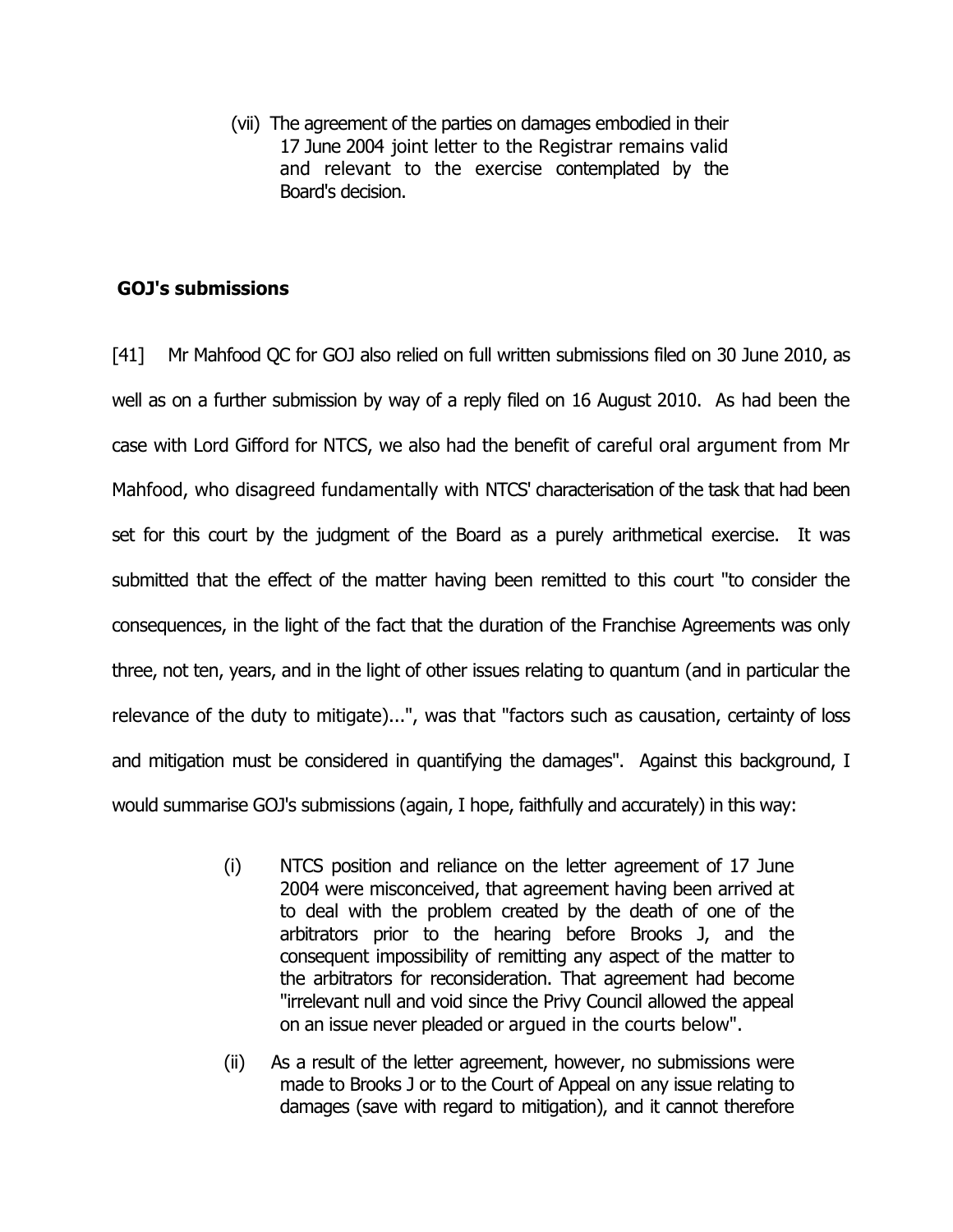(vii) The agreement of the parties on damages embodied in their 17 June 2004 joint letter to the Registrar remains valid and relevant to the exercise contemplated by the Board's decision.

### GOJ's submissions

[41] Mr Mahfood QC for GOJ also relied on full written submissions filed on 30 June 2010, as well as on a further submission by way of a reply filed on 16 August 2010. As had been the case with Lord Gifford for NTCS, we also had the benefit of careful oral argument from Mr Mahfood, who disagreed fundamentally with NTCS' characterisation of the task that had been set for this court by the judgment of the Board as a purely arithmetical exercise. It was submitted that the effect of the matter having been remitted to this court "to consider the consequences, in the light of the fact that the duration of the Franchise Agreements was only three, not ten, years, and in the light of other issues relating to quantum (and in particular the relevance of the duty to mitigate)...", was that "factors such as causation, certainty of loss and mitigation must be considered in quantifying the damages". Against this background, I would summarise GOJ's submissions (again, I hope, faithfully and accurately) in this way:

(i) NTCS position and reliance on the letter agreement of 17 June 2004 were misconceived, that agreement having been arrived at to deal with the problem created by the death of one of the arbitrators prior to the hearing before Brooks J, and the consequent impossibility of remitting any aspect of the matter to the arbitrators for reconsideration. That agreement had become "irrelevant null and void since the Privy Council allowed the appeal on an issue never pleaded or argued in the courts below".

(ii) As a result of the letter agreement, however, no submissions were made to Brooks J or to the Court of Appeal on any issue relating to damages (save with regard to mitigation), and it cannot therefore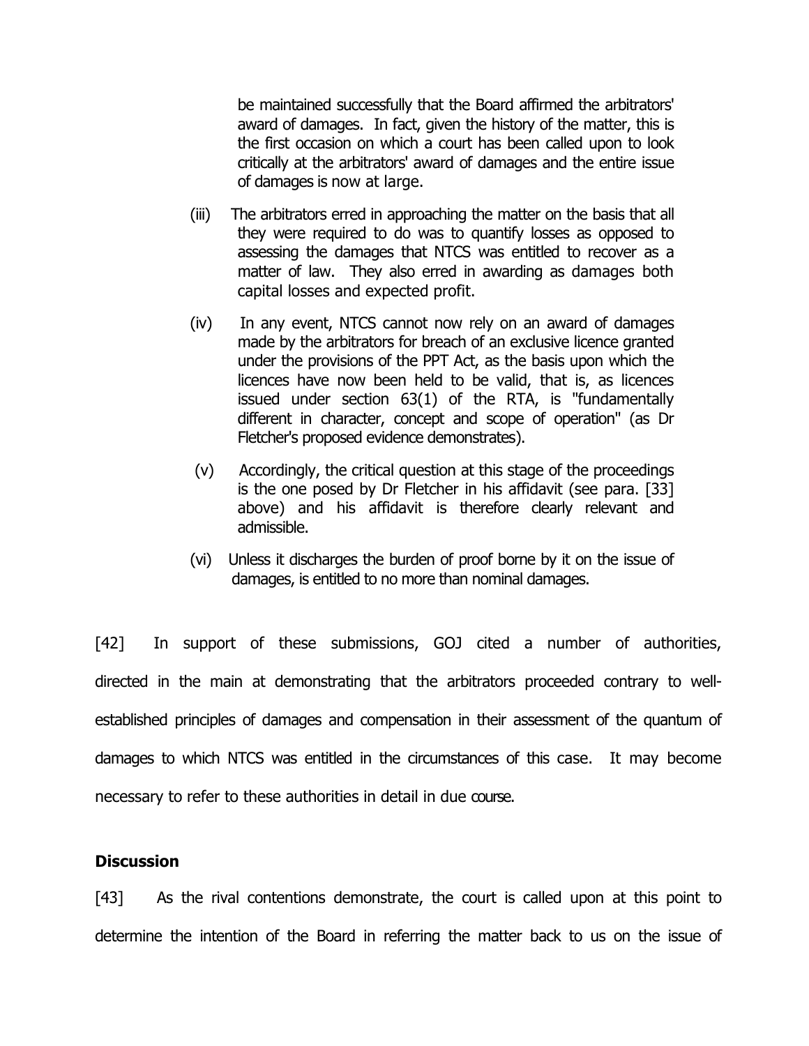be maintained successfully that the Board affirmed the arbitrators' award of damages. In fact, given the history of the matter, this is the first occasion on which a court has been called upon to look critically at the arbitrators' award of damages and the entire issue of damages is now at large.

(iii) The arbitrators erred in approaching the matter on the basis that all they were required to do was to quantify losses as opposed to assessing the damages that NTCS was entitled to recover as a matter of law. They also erred in awarding as damages both capital losses and expected profit.

(iv) In any event, NTCS cannot now rely on an award of damages made by the arbitrators for breach of an exclusive licence granted under the provisions of the PPT Act, as the basis upon which the licences have now been held to be valid, that is, as licences issued under section 63(1) of the RTA, is "fundamentally different in character, concept and scope of operation" (as Dr Fletcher's proposed evidence demonstrates).

(v) Accordingly, the critical question at this stage of the proceedings is the one posed by Dr Fletcher in his affidavit (see para. [33] above) and his affidavit is therefore clearly relevant and admissible.

(vi) Unless it discharges the burden of proof borne by it on the issue of damages, is entitled to no more than nominal damages.

[42] In support of these submissions, GOJ cited a number of authorities, directed in the main at demonstrating that the arbitrators proceeded contrary to well-established principles of damages and compensation in their assessment of the quantum of damages to which NTCS was entitled in the circumstances of this case. It may become necessary to refer to these authorities in detail in due course.

**Discussion**

[43] As the rival contentions demonstrate, the court is called upon at this point to determine the intention of the Board in referring the matter back to us on the issue of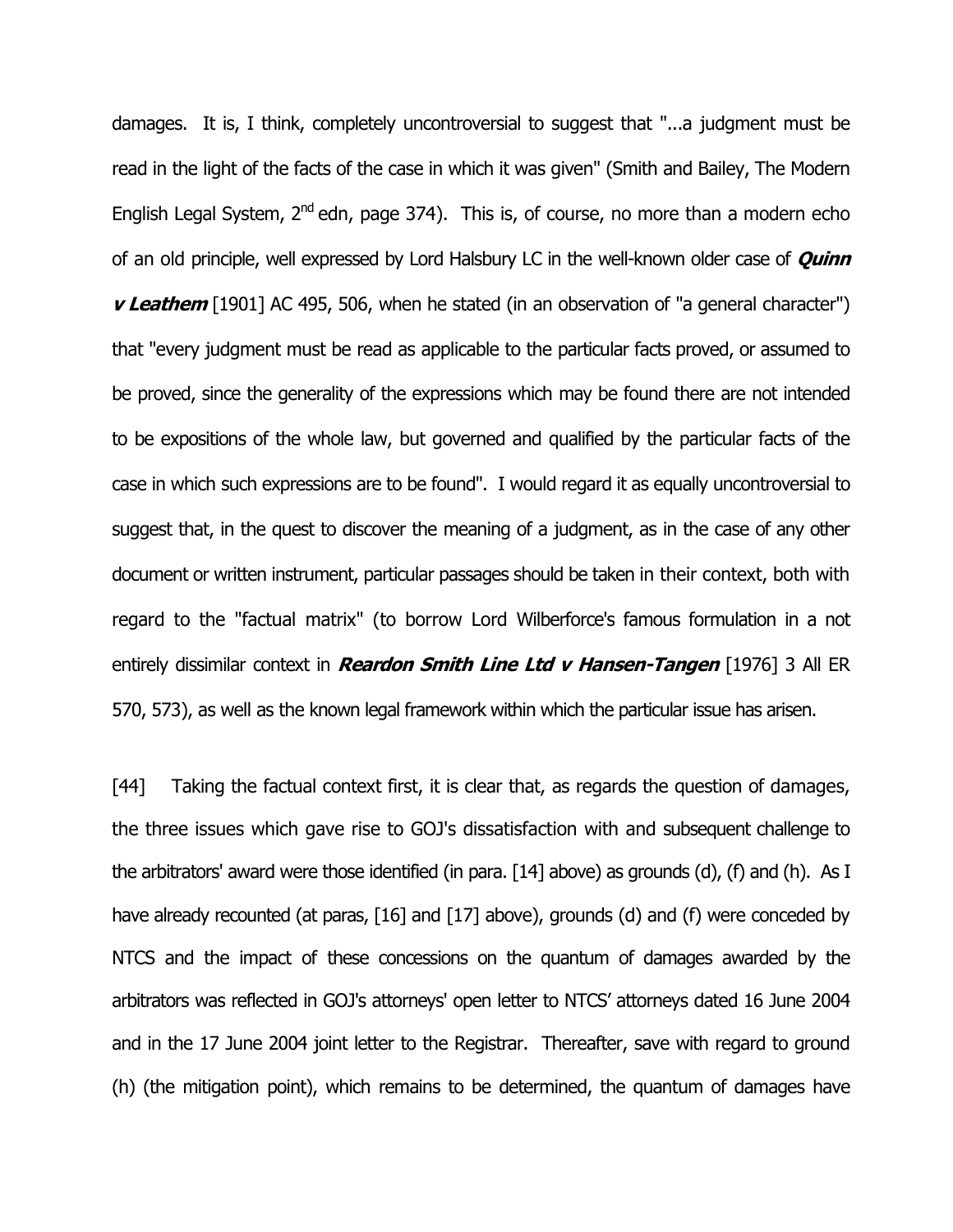damages. It is, I think, completely uncontroversial to suggest that "...a judgment must be read in the light of the facts of the case in which it was given" (Smith and Bailey, The Modern English Legal System, 2nd edn, page 374). This is, of course, no more than a modern echo of an old principle, well expressed by Lord Halsbury LC in the well-known older case of ***Quinn v Leathem*** [1901] AC 495, 506, when he stated (in an observation of "a general character") that "every judgment must be read as applicable to the particular facts proved, or assumed to be proved, since the generality of the expressions which may be found there are not intended to be expositions of the whole law, but governed and qualified by the particular facts of the case in which such expressions are to be found". I would regard it as equally uncontroversial to suggest that, in the quest to discover the meaning of a judgment, as in the case of any other document or written instrument, particular passages should be taken in their context, both with regard to the "factual matrix" (to borrow Lord Wilberforce's famous formulation in a not entirely dissimilar context in ***Reardon Smith Line Ltd v Hansen-Tangen*** [1976] 3 All ER 570, 573), as well as the known legal framework within which the particular issue has arisen.

[44] Taking the factual context first, it is clear that, as regards the question of damages, the three issues which gave rise to GOJ's dissatisfaction with and subsequent challenge to the arbitrators' award were those identified (in para. [14] above) as grounds (d), (f) and (h). As I have already recounted (at paras, [16] and [17] above), grounds (d) and (f) were conceded by NTCS and the impact of these concessions on the quantum of damages awarded by the arbitrators was reflected in GOJ's attorneys' open letter to NTCS' attorneys dated 16 June 2004 and in the 17 June 2004 joint letter to the Registrar. Thereafter, save with regard to ground (h) (the mitigation point), which remains to be determined, the quantum of damages have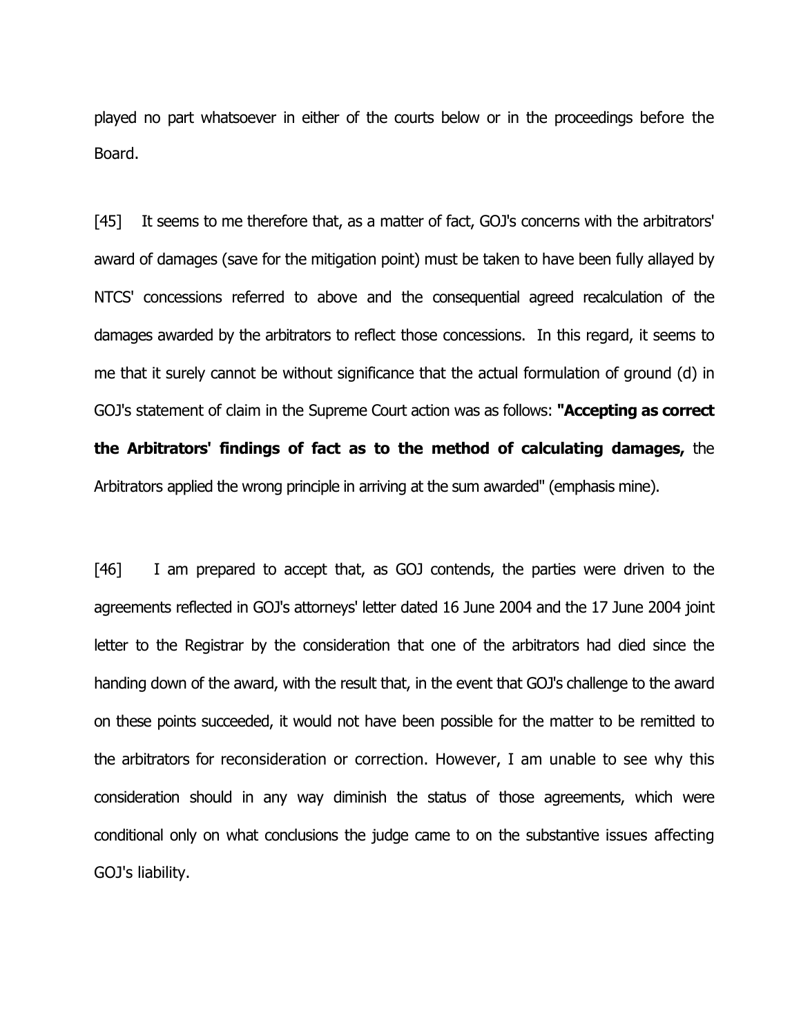played no part whatsoever in either of the courts below or in the proceedings before the Board.

[45] It seems to me therefore that, as a matter of fact, GOJ's concerns with the arbitrators' award of damages (save for the mitigation point) must be taken to have been fully allayed by NTCS' concessions referred to above and the consequential agreed recalculation of the damages awarded by the arbitrators to reflect those concessions. In this regard, it seems to me that it surely cannot be without significance that the actual formulation of ground (d) in GOJ's statement of claim in the Supreme Court action was as follows: **"Accepting as correct the Arbitrators' findings of fact as to the method of calculating damages,** the Arbitrators applied the wrong principle in arriving at the sum awarded" (emphasis mine).

[46] I am prepared to accept that, as GOJ contends, the parties were driven to the agreements reflected in GOJ's attorneys' letter dated 16 June 2004 and the 17 June 2004 joint letter to the Registrar by the consideration that one of the arbitrators had died since the handing down of the award, with the result that, in the event that GOJ's challenge to the award on these points succeeded, it would not have been possible for the matter to be remitted to the arbitrators for reconsideration or correction. However, I am unable to see why this consideration should in any way diminish the status of those agreements, which were conditional only on what conclusions the judge came to on the substantive issues affecting GOJ's liability.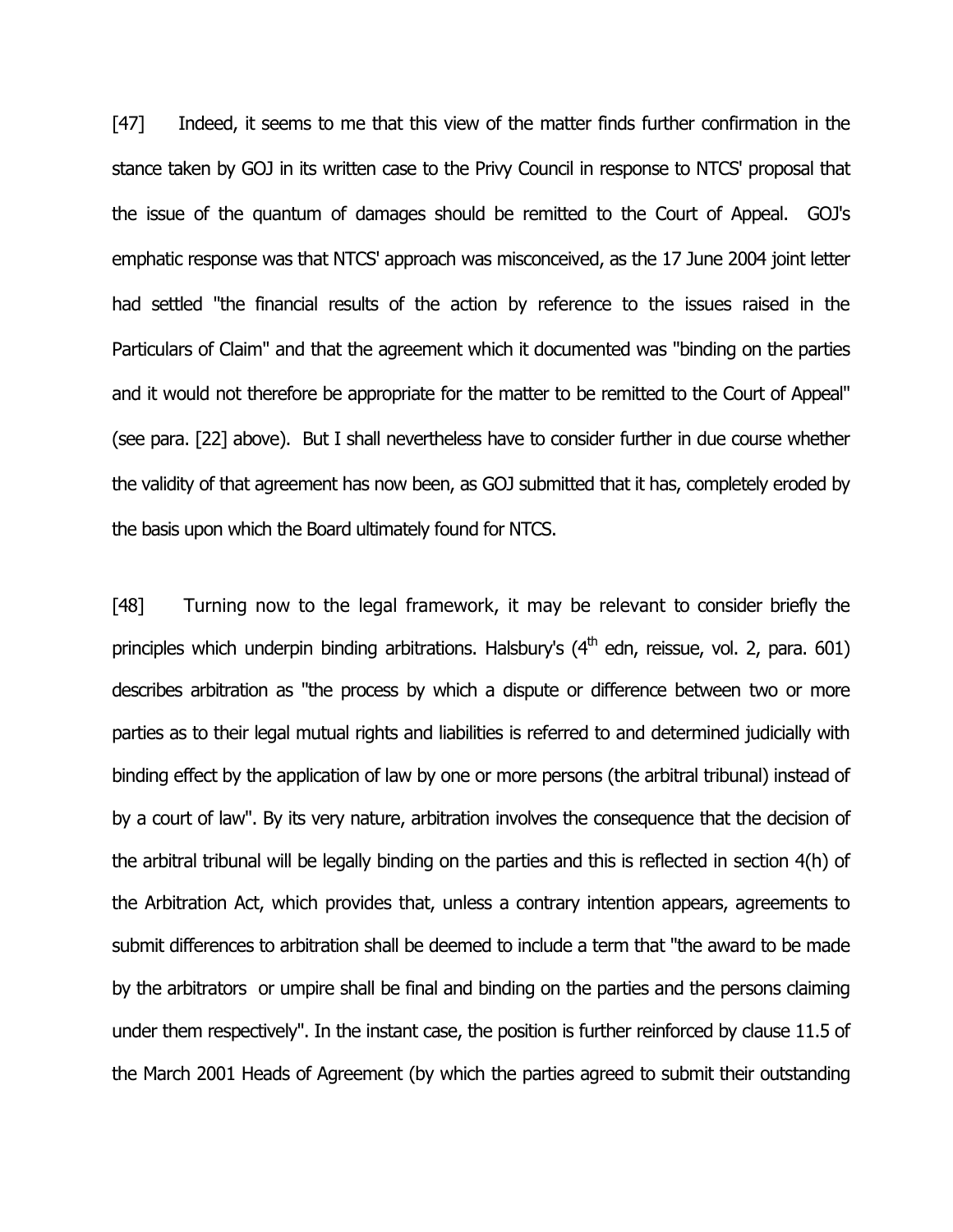[47] Indeed, it seems to me that this view of the matter finds further confirmation in the stance taken by GOJ in its written case to the Privy Council in response to NTCS' proposal that the issue of the quantum of damages should be remitted to the Court of Appeal. GOJ's emphatic response was that NTCS' approach was misconceived, as the 17 June 2004 joint letter had settled "the financial results of the action by reference to the issues raised in the Particulars of Claim" and that the agreement which it documented was "binding on the parties and it would not therefore be appropriate for the matter to be remitted to the Court of Appeal" (see para. [22] above). But I shall nevertheless have to consider further in due course whether the validity of that agreement has now been, as GOJ submitted that it has, completely eroded by the basis upon which the Board ultimately found for NTCS.

[48] Turning now to the legal framework, it may be relevant to consider briefly the principles which underpin binding arbitrations. Halsbury's (4th edn, reissue, vol. 2, para. 601) describes arbitration as "the process by which a dispute or difference between two or more parties as to their legal mutual rights and liabilities is referred to and determined judicially with binding effect by the application of law by one or more persons (the arbitral tribunal) instead of by a court of law". By its very nature, arbitration involves the consequence that the decision of the arbitral tribunal will be legally binding on the parties and this is reflected in section 4(h) of the Arbitration Act, which provides that, unless a contrary intention appears, agreements to submit differences to arbitration shall be deemed to include a term that "the award to be made by the arbitrators or umpire shall be final and binding on the parties and the persons claiming under them respectively". In the instant case, the position is further reinforced by clause 11.5 of the March 2001 Heads of Agreement (by which the parties agreed to submit their outstanding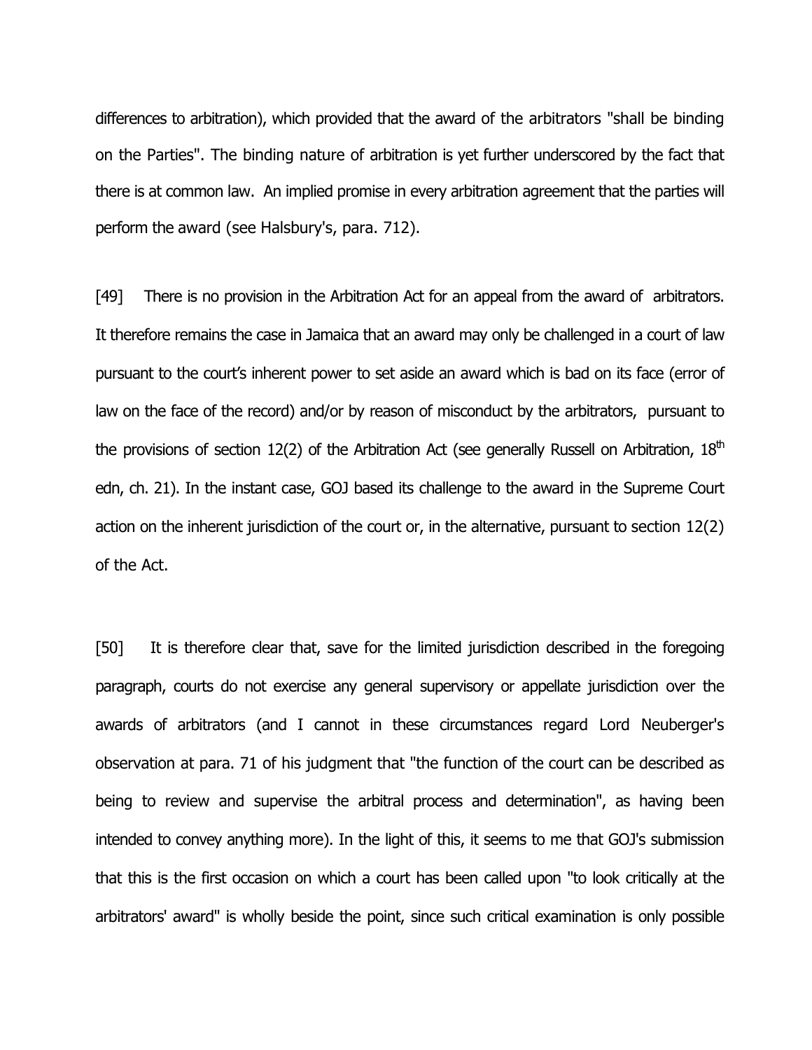differences to arbitration), which provided that the award of the arbitrators "shall be binding on the Parties". The binding nature of arbitration is yet further underscored by the fact that there is at common law. An implied promise in every arbitration agreement that the parties will perform the award (see Halsbury's, para. 712).

[49] There is no provision in the Arbitration Act for an appeal from the award of arbitrators. It therefore remains the case in Jamaica that an award may only be challenged in a court of law pursuant to the court's inherent power to set aside an award which is bad on its face (error of law on the face of the record) and/or by reason of misconduct by the arbitrators, pursuant to the provisions of section 12(2) of the Arbitration Act (see generally Russell on Arbitration, 18th edn, ch. 21). In the instant case, GOJ based its challenge to the award in the Supreme Court action on the inherent jurisdiction of the court or, in the alternative, pursuant to section 12(2) of the Act.

[50] It is therefore clear that, save for the limited jurisdiction described in the foregoing paragraph, courts do not exercise any general supervisory or appellate jurisdiction over the awards of arbitrators (and I cannot in these circumstances regard Lord Neuberger's observation at para. 71 of his judgment that "the function of the court can be described as being to review and supervise the arbitral process and determination", as having been intended to convey anything more). In the light of this, it seems to me that GOJ's submission that this is the first occasion on which a court has been called upon "to look critically at the arbitrators' award" is wholly beside the point, since such critical examination is only possible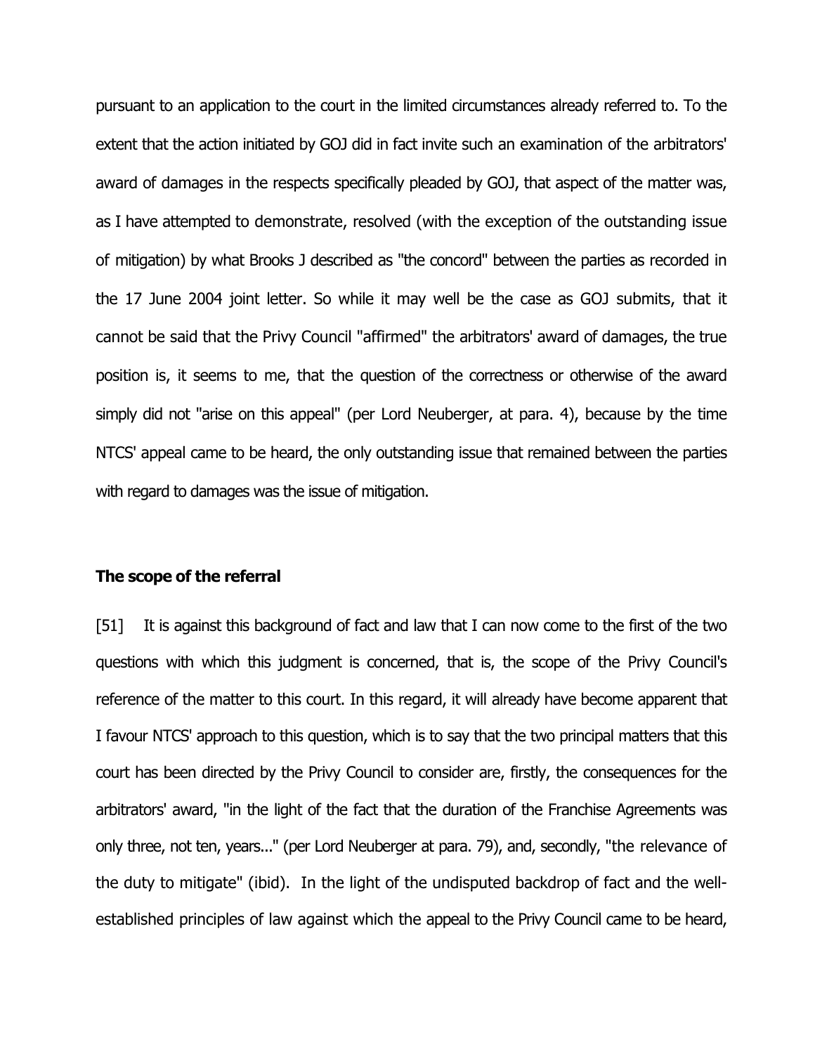pursuant to an application to the court in the limited circumstances already referred to. To the extent that the action initiated by GOJ did in fact invite such an examination of the arbitrators' award of damages in the respects specifically pleaded by GOJ, that aspect of the matter was, as I have attempted to demonstrate, resolved (with the exception of the outstanding issue of mitigation) by what Brooks J described as "the concord" between the parties as recorded in the 17 June 2004 joint letter. So while it may well be the case as GOJ submits, that it cannot be said that the Privy Council "affirmed" the arbitrators' award of damages, the true position is, it seems to me, that the question of the correctness or otherwise of the award simply did not "arise on this appeal" (per Lord Neuberger, at para. 4), because by the time NTCS' appeal came to be heard, the only outstanding issue that remained between the parties with regard to damages was the issue of mitigation.

**The scope of the referral**

[51] It is against this background of fact and law that I can now come to the first of the two questions with which this judgment is concerned, that is, the scope of the Privy Council's reference of the matter to this court. In this regard, it will already have become apparent that I favour NTCS' approach to this question, which is to say that the two principal matters that this court has been directed by the Privy Council to consider are, firstly, the consequences for the arbitrators' award, "in the light of the fact that the duration of the Franchise Agreements was only three, not ten, years..." (per Lord Neuberger at para. 79), and, secondly, "the relevance of the duty to mitigate" (ibid). In the light of the undisputed backdrop of fact and the well-established principles of law against which the appeal to the Privy Council came to be heard,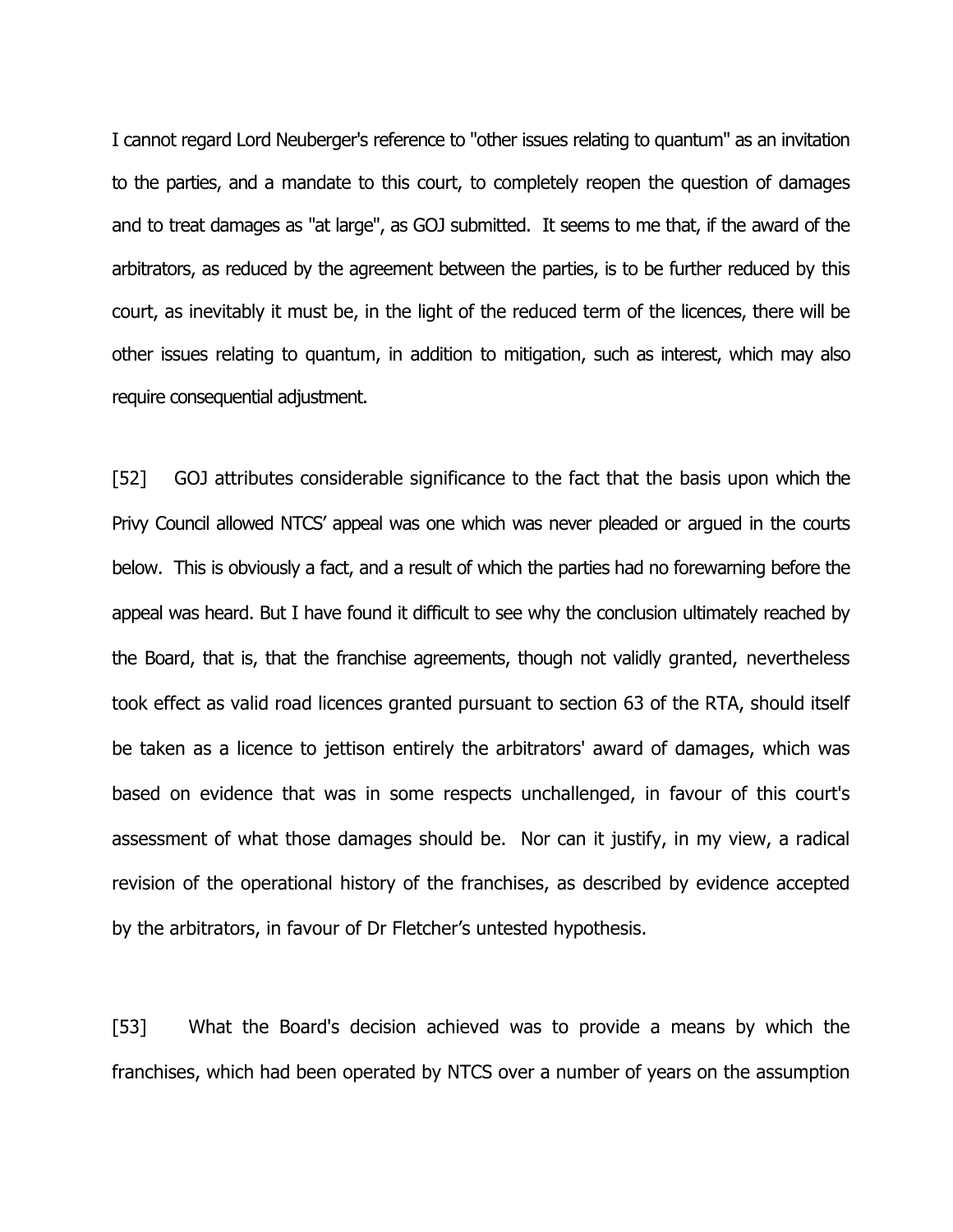I cannot regard Lord Neuberger's reference to "other issues relating to quantum" as an invitation to the parties, and a mandate to this court, to completely reopen the question of damages and to treat damages as "at large", as GOJ submitted. It seems to me that, if the award of the arbitrators, as reduced by the agreement between the parties, is to be further reduced by this court, as inevitably it must be, in the light of the reduced term of the licences, there will be other issues relating to quantum, in addition to mitigation, such as interest, which may also require consequential adjustment.

[52] GOJ attributes considerable significance to the fact that the basis upon which the Privy Council allowed NTCS' appeal was one which was never pleaded or argued in the courts below. This is obviously a fact, and a result of which the parties had no forewarning before the appeal was heard. But I have found it difficult to see why the conclusion ultimately reached by the Board, that is, that the franchise agreements, though not validly granted, nevertheless took effect as valid road licences granted pursuant to section 63 of the RTA, should itself be taken as a licence to jettison entirely the arbitrators' award of damages, which was based on evidence that was in some respects unchallenged, in favour of this court's assessment of what those damages should be. Nor can it justify, in my view, a radical revision of the operational history of the franchises, as described by evidence accepted by the arbitrators, in favour of Dr Fletcher's untested hypothesis.

[53] What the Board's decision achieved was to provide a means by which the franchises, which had been operated by NTCS over a number of years on the assumption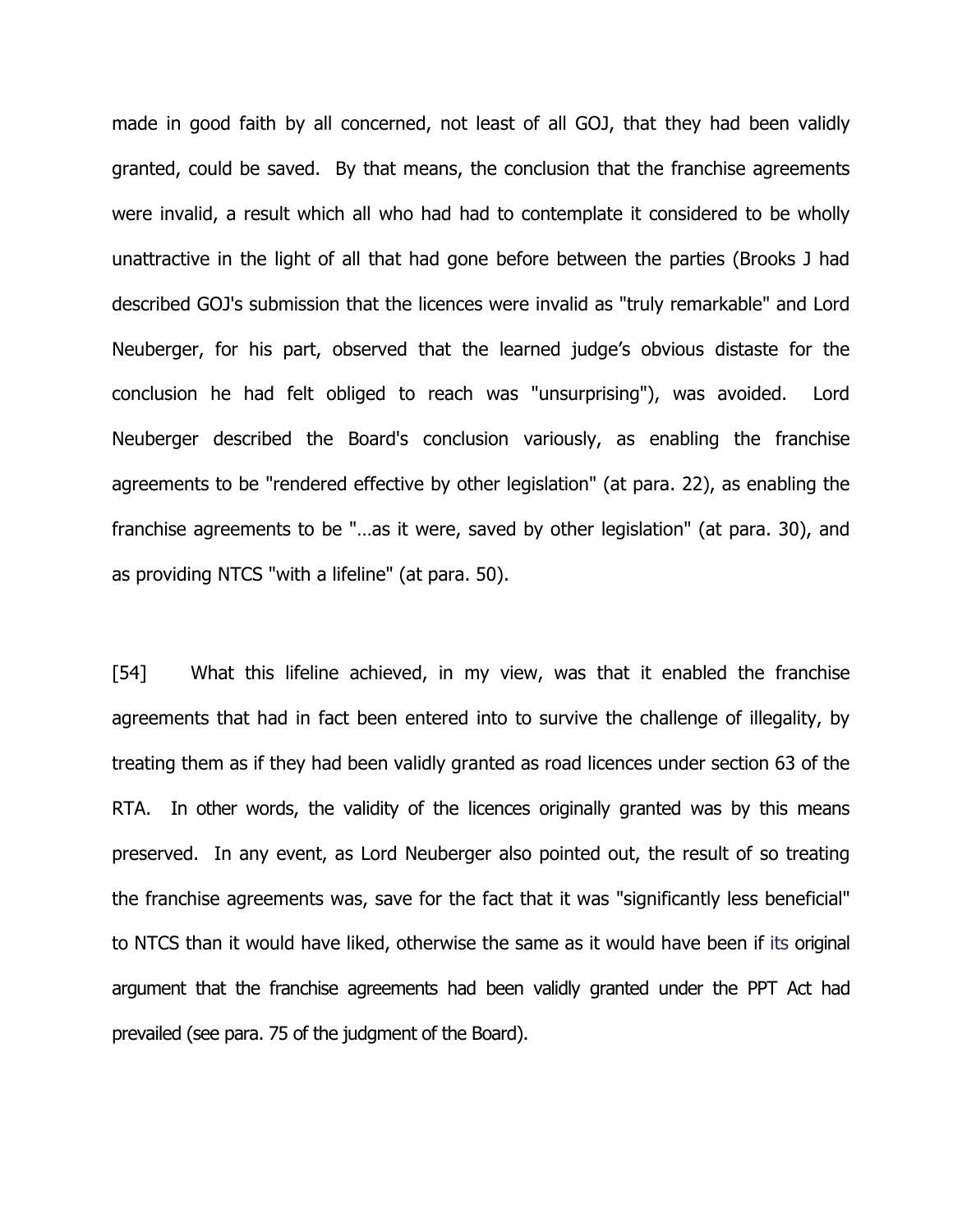made in good faith by all concerned, not least of all GOJ, that they had been validly granted, could be saved. By that means, the conclusion that the franchise agreements were invalid, a result which all who had had to contemplate it considered to be wholly unattractive in the light of all that had gone before between the parties (Brooks J had described GOJ's submission that the licences were invalid as "truly remarkable" and Lord Neuberger, for his part, observed that the learned judge's obvious distaste for the conclusion he had felt obliged to reach was "unsurprising"), was avoided. Lord Neuberger described the Board's conclusion variously, as enabling the franchise agreements to be "rendered effective by other legislation" (at para. 22), as enabling the franchise agreements to be "…as it were, saved by other legislation" (at para. 30), and as providing NTCS "with a lifeline" (at para. 50).

[54] What this lifeline achieved, in my view, was that it enabled the franchise agreements that had in fact been entered into to survive the challenge of illegality, by treating them as if they had been validly granted as road licences under section 63 of the RTA. In other words, the validity of the licences originally granted was by this means preserved. In any event, as Lord Neuberger also pointed out, the result of so treating the franchise agreements was, save for the fact that it was "significantly less beneficial" to NTCS than it would have liked, otherwise the same as it would have been if its original argument that the franchise agreements had been validly granted under the PPT Act had prevailed (see para. 75 of the judgment of the Board).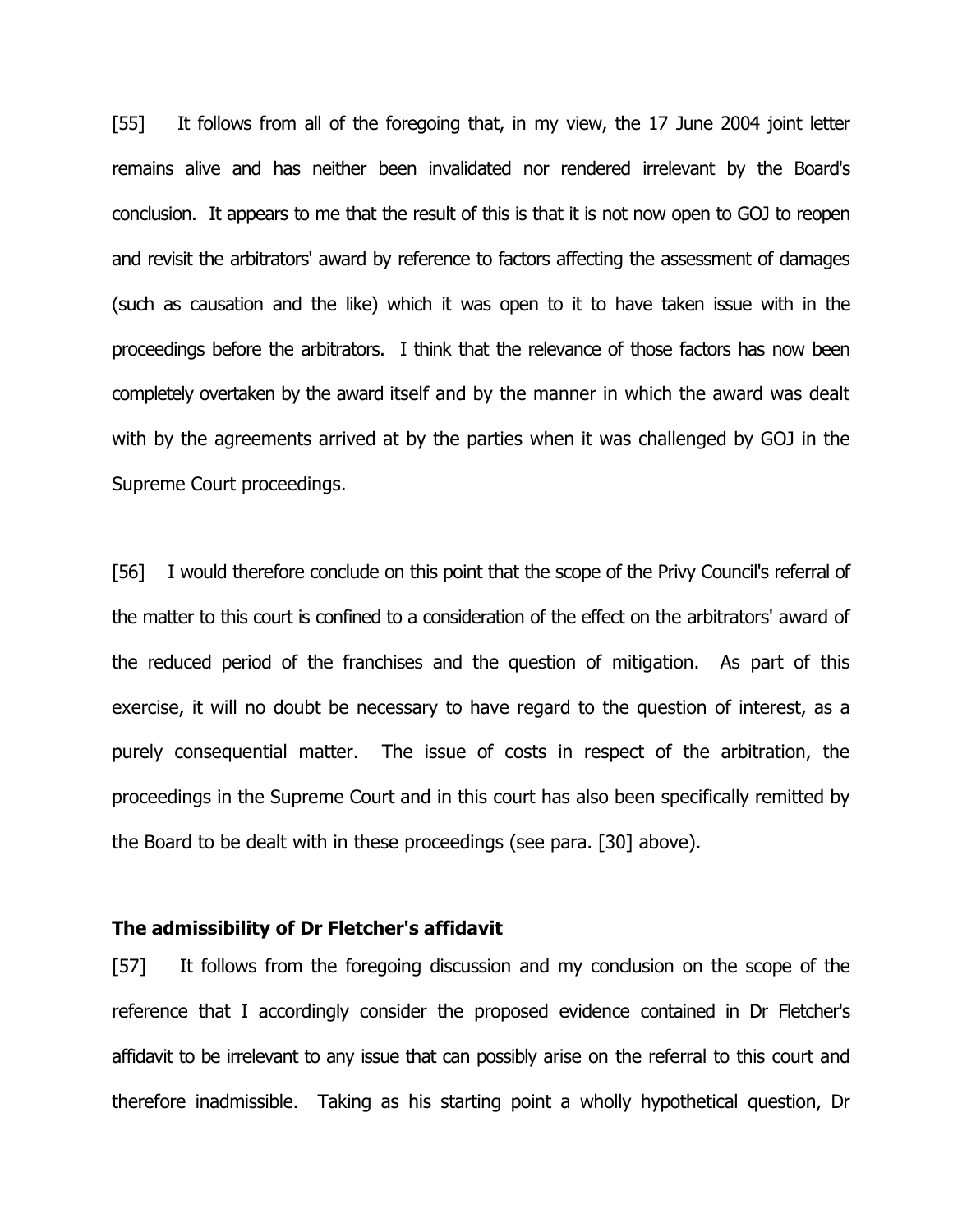[55] It follows from all of the foregoing that, in my view, the 17 June 2004 joint letter remains alive and has neither been invalidated nor rendered irrelevant by the Board's conclusion. It appears to me that the result of this is that it is not now open to GOJ to reopen and revisit the arbitrators' award by reference to factors affecting the assessment of damages (such as causation and the like) which it was open to it to have taken issue with in the proceedings before the arbitrators. I think that the relevance of those factors has now been completely overtaken by the award itself and by the manner in which the award was dealt with by the agreements arrived at by the parties when it was challenged by GOJ in the Supreme Court proceedings.

[56] I would therefore conclude on this point that the scope of the Privy Council's referral of the matter to this court is confined to a consideration of the effect on the arbitrators' award of the reduced period of the franchises and the question of mitigation. As part of this exercise, it will no doubt be necessary to have regard to the question of interest, as a purely consequential matter. The issue of costs in respect of the arbitration, the proceedings in the Supreme Court and in this court has also been specifically remitted by the Board to be dealt with in these proceedings (see para. [30] above).

**The admissibility of Dr Fletcher's affidavit**

[57] It follows from the foregoing discussion and my conclusion on the scope of the reference that I accordingly consider the proposed evidence contained in Dr Fletcher's affidavit to be irrelevant to any issue that can possibly arise on the referral to this court and therefore inadmissible. Taking as his starting point a wholly hypothetical question, Dr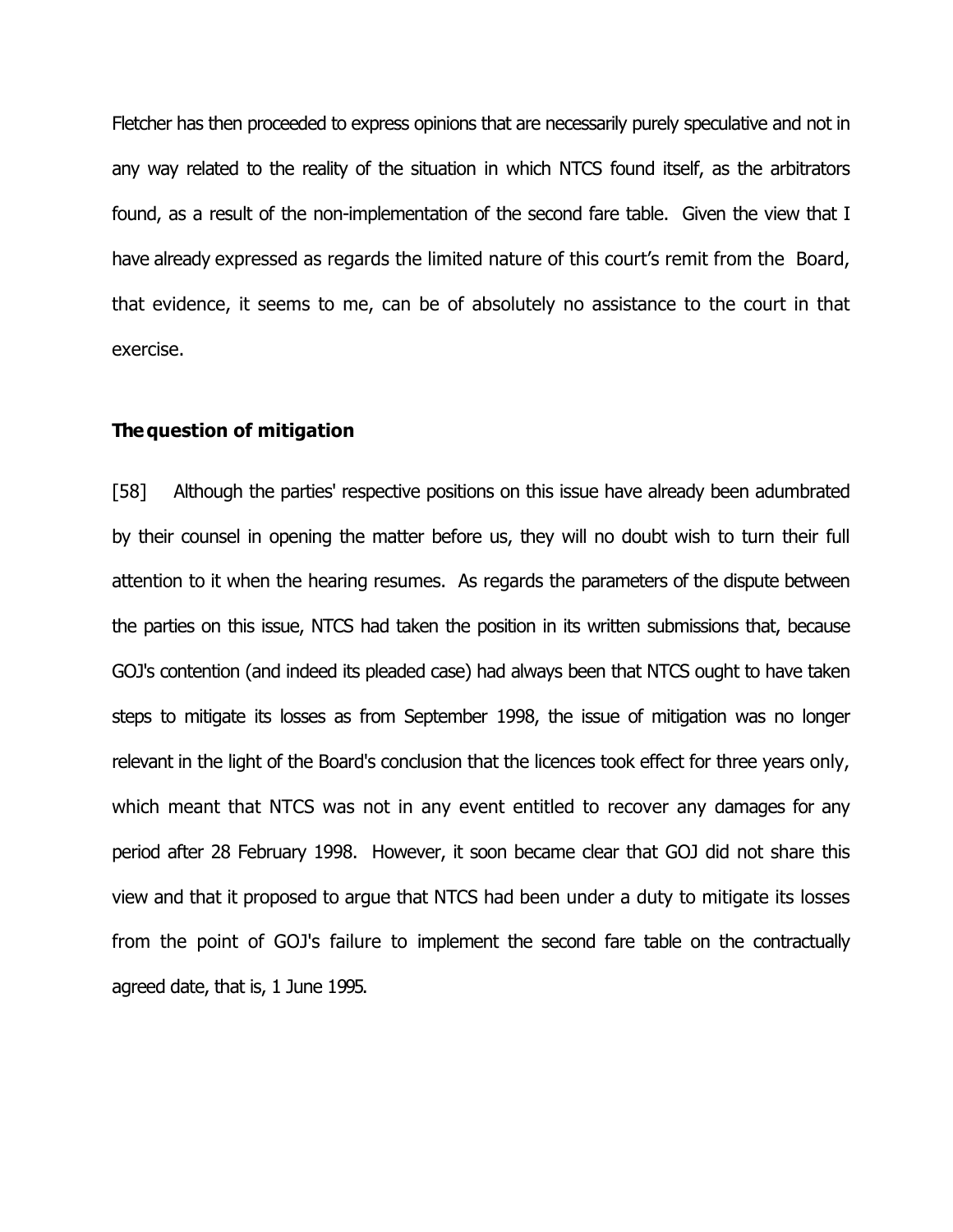Fletcher has then proceeded to express opinions that are necessarily purely speculative and not in any way related to the reality of the situation in which NTCS found itself, as the arbitrators found, as a result of the non-implementation of the second fare table. Given the view that I have already expressed as regards the limited nature of this court's remit from the Board, that evidence, it seems to me, can be of absolutely no assistance to the court in that exercise.

### The question of mitigation

[58] Although the parties' respective positions on this issue have already been adumbrated by their counsel in opening the matter before us, they will no doubt wish to turn their full attention to it when the hearing resumes. As regards the parameters of the dispute between the parties on this issue, NTCS had taken the position in its written submissions that, because GOJ's contention (and indeed its pleaded case) had always been that NTCS ought to have taken steps to mitigate its losses as from September 1998, the issue of mitigation was no longer relevant in the light of the Board's conclusion that the licences took effect for three years only, which meant that NTCS was not in any event entitled to recover any damages for any period after 28 February 1998. However, it soon became clear that GOJ did not share this view and that it proposed to argue that NTCS had been under a duty to mitigate its losses from the point of GOJ's failure to implement the second fare table on the contractually agreed date, that is, 1 June 1995.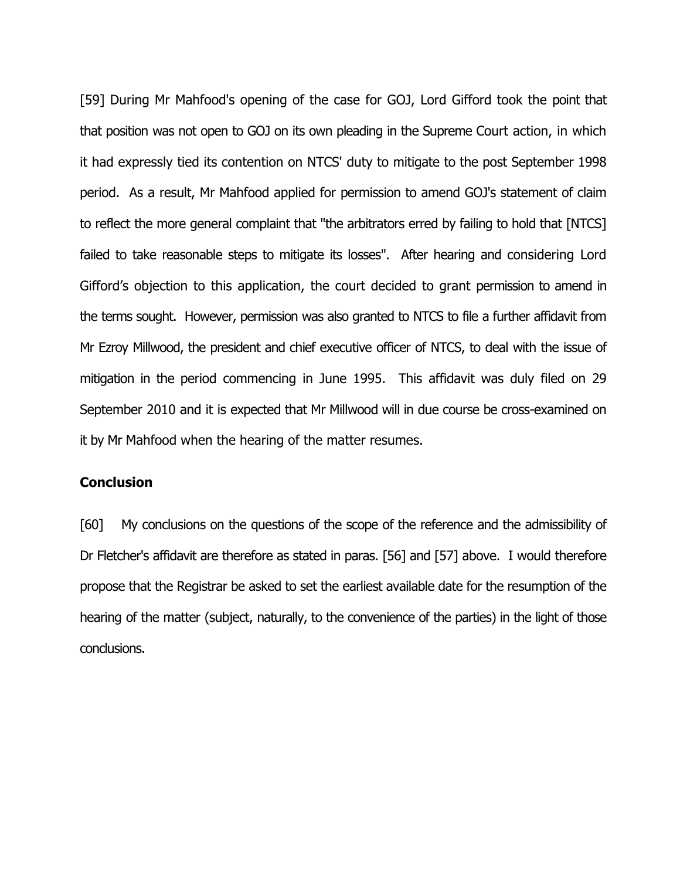[59] During Mr Mahfood's opening of the case for GOJ, Lord Gifford took the point that that position was not open to GOJ on its own pleading in the Supreme Court action, in which it had expressly tied its contention on NTCS' duty to mitigate to the post September 1998 period. As a result, Mr Mahfood applied for permission to amend GOJ's statement of claim to reflect the more general complaint that "the arbitrators erred by failing to hold that [NTCS] failed to take reasonable steps to mitigate its losses". After hearing and considering Lord Gifford's objection to this application, the court decided to grant permission to amend in the terms sought. However, permission was also granted to NTCS to file a further affidavit from Mr Ezroy Millwood, the president and chief executive officer of NTCS, to deal with the issue of mitigation in the period commencing in June 1995. This affidavit was duly filed on 29 September 2010 and it is expected that Mr Millwood will in due course be cross-examined on it by Mr Mahfood when the hearing of the matter resumes.

## Conclusion

[60] My conclusions on the questions of the scope of the reference and the admissibility of Dr Fletcher's affidavit are therefore as stated in paras. [56] and [57] above. I would therefore propose that the Registrar be asked to set the earliest available date for the resumption of the hearing of the matter (subject, naturally, to the convenience of the parties) in the light of those conclusions.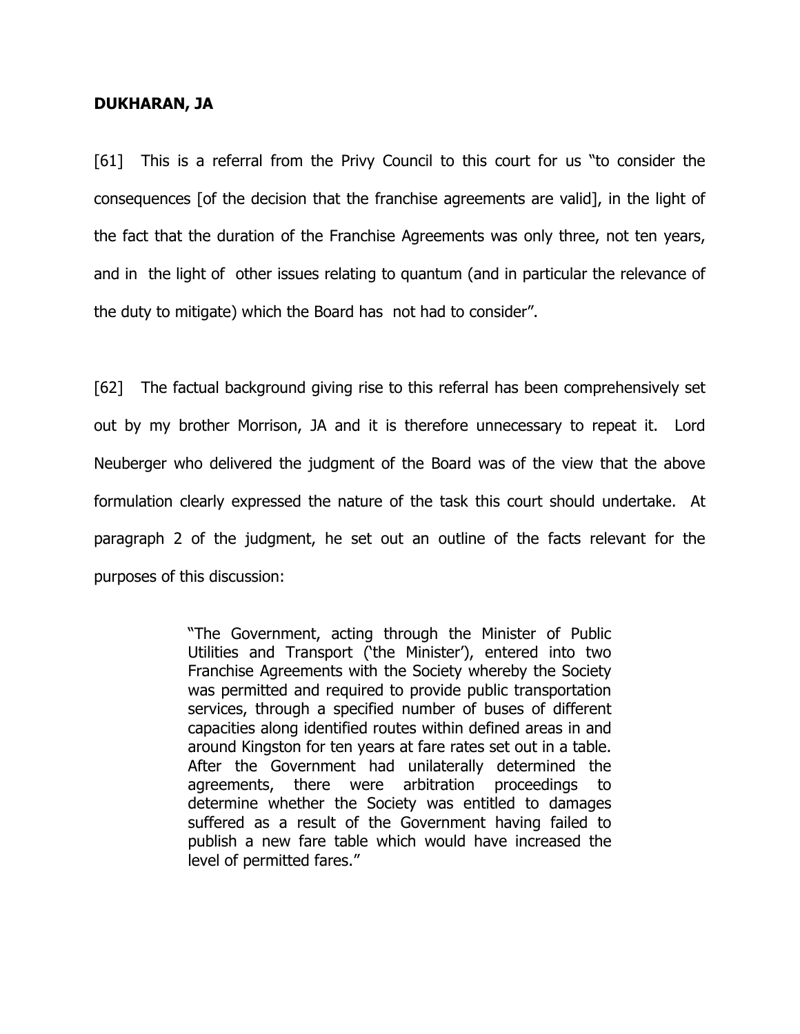**DUKHARAN, JA**

[61] This is a referral from the Privy Council to this court for us "to consider the consequences [of the decision that the franchise agreements are valid], in the light of the fact that the duration of the Franchise Agreements was only three, not ten years, and in the light of other issues relating to quantum (and in particular the relevance of the duty to mitigate) which the Board has not had to consider".

[62] The factual background giving rise to this referral has been comprehensively set out by my brother Morrison, JA and it is therefore unnecessary to repeat it. Lord Neuberger who delivered the judgment of the Board was of the view that the above formulation clearly expressed the nature of the task this court should undertake. At paragraph 2 of the judgment, he set out an outline of the facts relevant for the purposes of this discussion:

> "The Government, acting through the Minister of Public Utilities and Transport ('the Minister'), entered into two Franchise Agreements with the Society whereby the Society was permitted and required to provide public transportation services, through a specified number of buses of different capacities along identified routes within defined areas in and around Kingston for ten years at fare rates set out in a table. After the Government had unilaterally determined the agreements, there were arbitration proceedings to determine whether the Society was entitled to damages suffered as a result of the Government having failed to publish a new fare table which would have increased the level of permitted fares."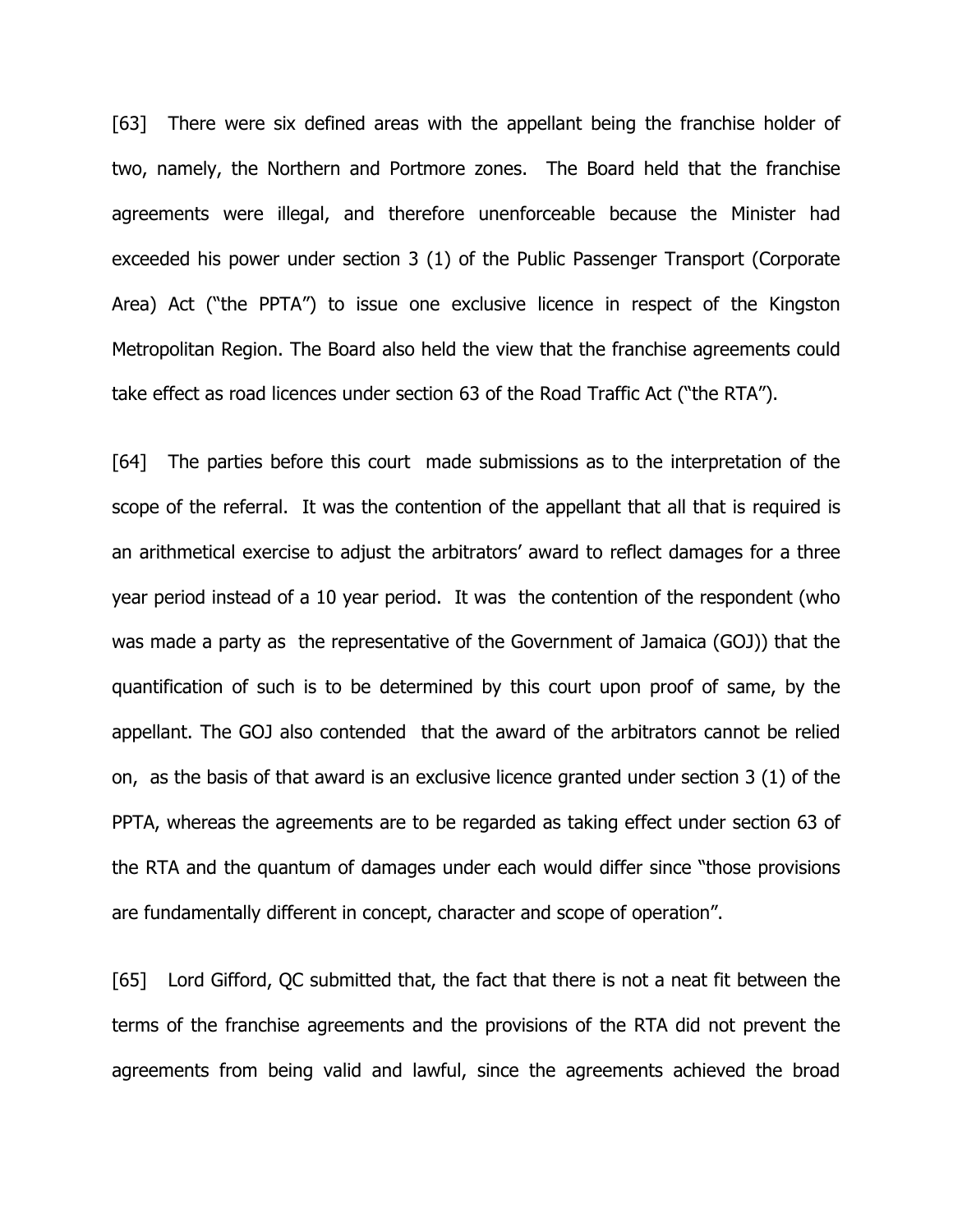[63] There were six defined areas with the appellant being the franchise holder of two, namely, the Northern and Portmore zones. The Board held that the franchise agreements were illegal, and therefore unenforceable because the Minister had exceeded his power under section 3 (1) of the Public Passenger Transport (Corporate Area) Act ("the PPTA") to issue one exclusive licence in respect of the Kingston Metropolitan Region. The Board also held the view that the franchise agreements could take effect as road licences under section 63 of the Road Traffic Act ("the RTA").

[64] The parties before this court made submissions as to the interpretation of the scope of the referral. It was the contention of the appellant that all that is required is an arithmetical exercise to adjust the arbitrators' award to reflect damages for a three year period instead of a 10 year period. It was the contention of the respondent (who was made a party as the representative of the Government of Jamaica (GOJ)) that the quantification of such is to be determined by this court upon proof of same, by the appellant. The GOJ also contended that the award of the arbitrators cannot be relied on, as the basis of that award is an exclusive licence granted under section 3 (1) of the PPTA, whereas the agreements are to be regarded as taking effect under section 63 of the RTA and the quantum of damages under each would differ since "those provisions are fundamentally different in concept, character and scope of operation".

[65] Lord Gifford, QC submitted that, the fact that there is not a neat fit between the terms of the franchise agreements and the provisions of the RTA did not prevent the agreements from being valid and lawful, since the agreements achieved the broad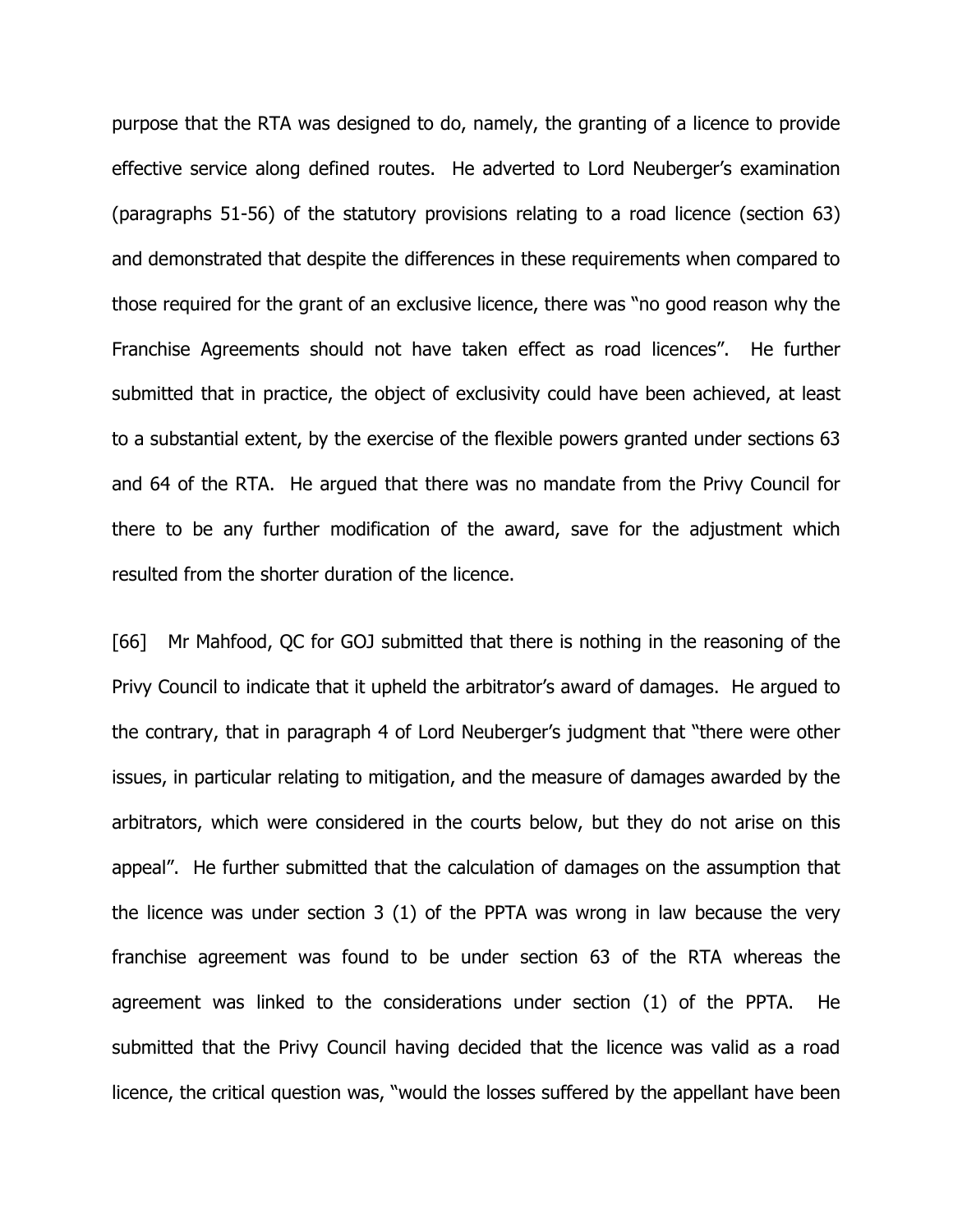purpose that the RTA was designed to do, namely, the granting of a licence to provide effective service along defined routes. He adverted to Lord Neuberger's examination (paragraphs 51-56) of the statutory provisions relating to a road licence (section 63) and demonstrated that despite the differences in these requirements when compared to those required for the grant of an exclusive licence, there was "no good reason why the Franchise Agreements should not have taken effect as road licences". He further submitted that in practice, the object of exclusivity could have been achieved, at least to a substantial extent, by the exercise of the flexible powers granted under sections 63 and 64 of the RTA. He argued that there was no mandate from the Privy Council for there to be any further modification of the award, save for the adjustment which resulted from the shorter duration of the licence.

[66] Mr Mahfood, QC for GOJ submitted that there is nothing in the reasoning of the Privy Council to indicate that it upheld the arbitrator's award of damages. He argued to the contrary, that in paragraph 4 of Lord Neuberger's judgment that "there were other issues, in particular relating to mitigation, and the measure of damages awarded by the arbitrators, which were considered in the courts below, but they do not arise on this appeal". He further submitted that the calculation of damages on the assumption that the licence was under section 3 (1) of the PPTA was wrong in law because the very franchise agreement was found to be under section 63 of the RTA whereas the agreement was linked to the considerations under section (1) of the PPTA. He submitted that the Privy Council having decided that the licence was valid as a road licence, the critical question was, "would the losses suffered by the appellant have been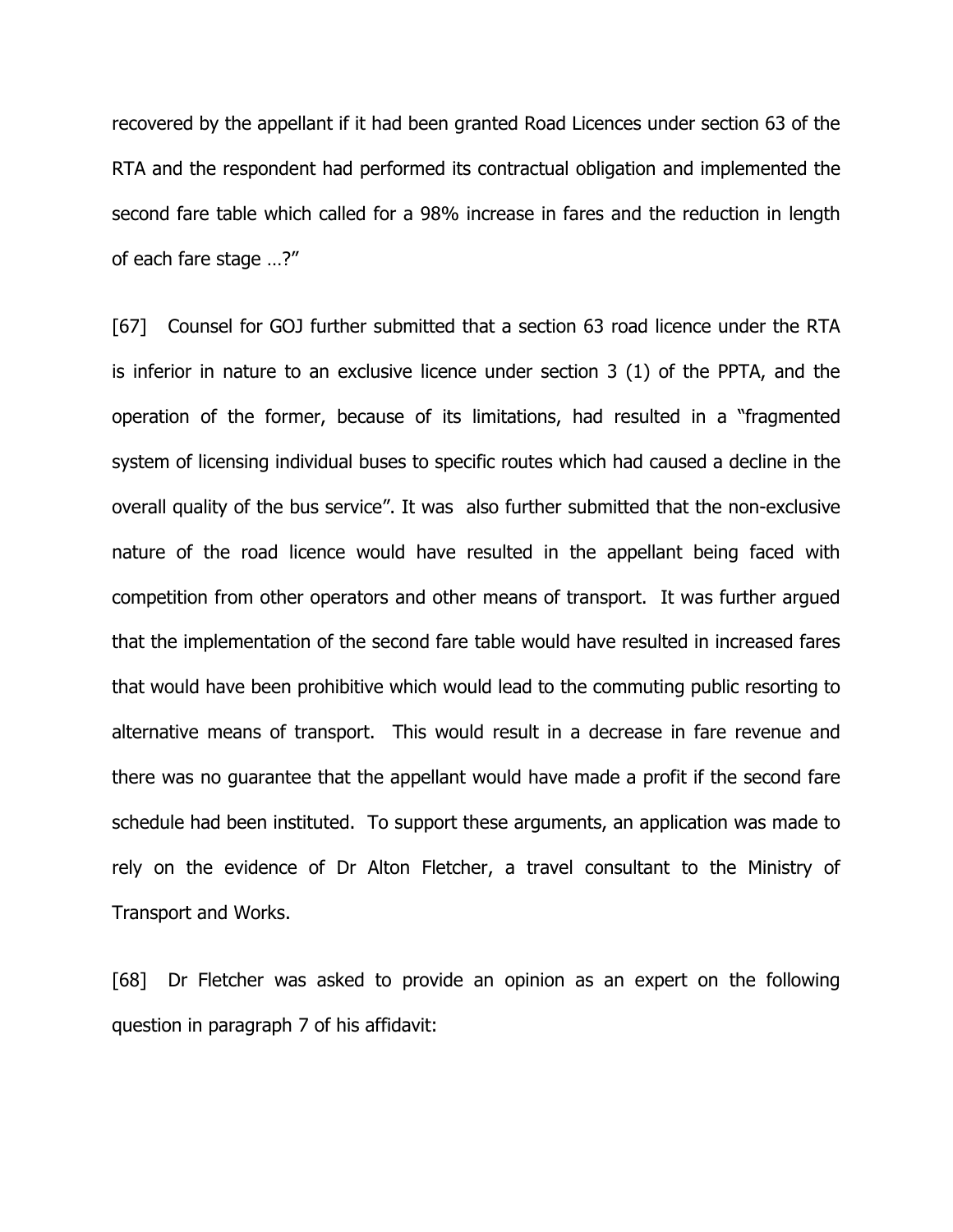recovered by the appellant if it had been granted Road Licences under section 63 of the RTA and the respondent had performed its contractual obligation and implemented the second fare table which called for a 98% increase in fares and the reduction in length of each fare stage …?"

[67] Counsel for GOJ further submitted that a section 63 road licence under the RTA is inferior in nature to an exclusive licence under section 3 (1) of the PPTA, and the operation of the former, because of its limitations, had resulted in a "fragmented system of licensing individual buses to specific routes which had caused a decline in the overall quality of the bus service". It was also further submitted that the non-exclusive nature of the road licence would have resulted in the appellant being faced with competition from other operators and other means of transport. It was further argued that the implementation of the second fare table would have resulted in increased fares that would have been prohibitive which would lead to the commuting public resorting to alternative means of transport. This would result in a decrease in fare revenue and there was no guarantee that the appellant would have made a profit if the second fare schedule had been instituted. To support these arguments, an application was made to rely on the evidence of Dr Alton Fletcher, a travel consultant to the Ministry of Transport and Works.

[68] Dr Fletcher was asked to provide an opinion as an expert on the following question in paragraph 7 of his affidavit: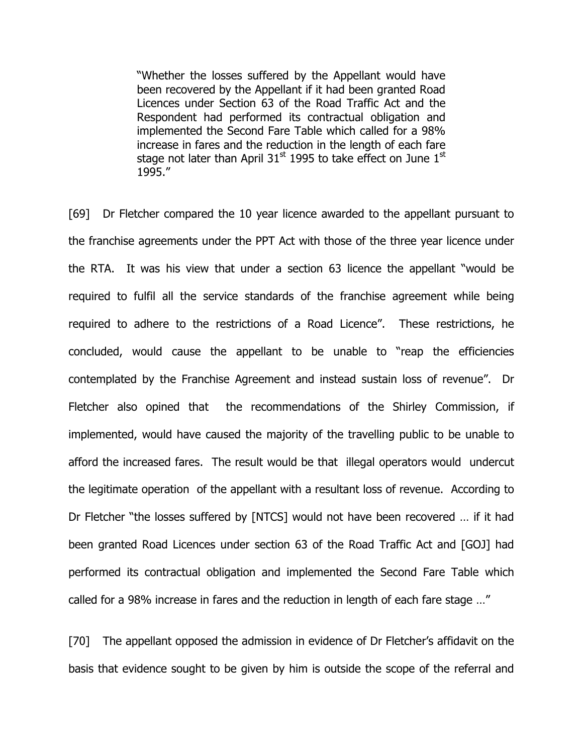> "Whether the losses suffered by the Appellant would have been recovered by the Appellant if it had been granted Road Licences under Section 63 of the Road Traffic Act and the Respondent had performed its contractual obligation and implemented the Second Fare Table which called for a 98% increase in fares and the reduction in the length of each fare stage not later than April 31st 1995 to take effect on June 1st 1995."

[69] Dr Fletcher compared the 10 year licence awarded to the appellant pursuant to the franchise agreements under the PPT Act with those of the three year licence under the RTA. It was his view that under a section 63 licence the appellant "would be required to fulfil all the service standards of the franchise agreement while being required to adhere to the restrictions of a Road Licence". These restrictions, he concluded, would cause the appellant to be unable to "reap the efficiencies contemplated by the Franchise Agreement and instead sustain loss of revenue". Dr Fletcher also opined that the recommendations of the Shirley Commission, if implemented, would have caused the majority of the travelling public to be unable to afford the increased fares. The result would be that illegal operators would undercut the legitimate operation of the appellant with a resultant loss of revenue. According to Dr Fletcher "the losses suffered by [NTCS] would not have been recovered … if it had been granted Road Licences under section 63 of the Road Traffic Act and [GOJ] had performed its contractual obligation and implemented the Second Fare Table which called for a 98% increase in fares and the reduction in length of each fare stage …"

[70] The appellant opposed the admission in evidence of Dr Fletcher's affidavit on the basis that evidence sought to be given by him is outside the scope of the referral and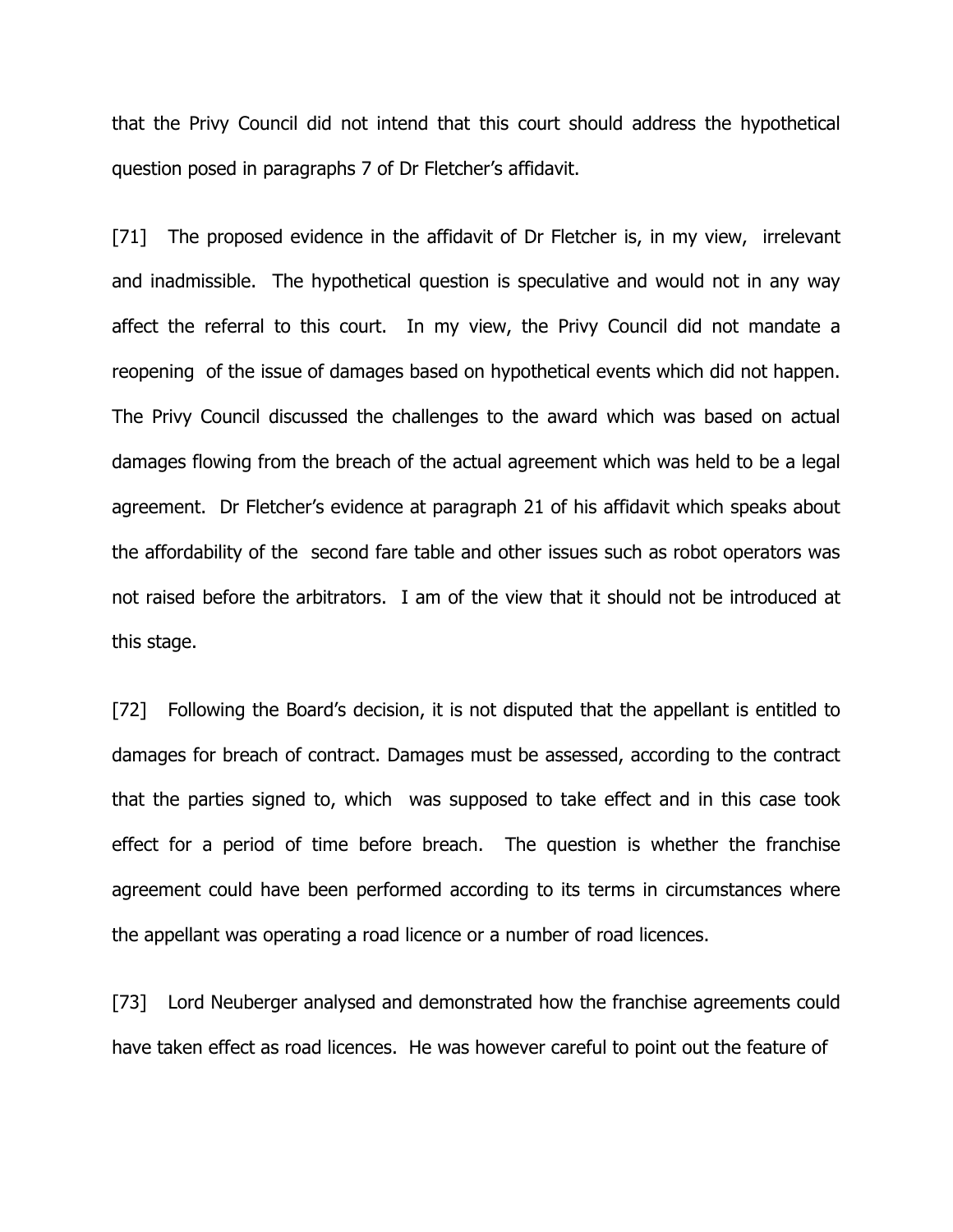that the Privy Council did not intend that this court should address the hypothetical question posed in paragraphs 7 of Dr Fletcher's affidavit.

[71] The proposed evidence in the affidavit of Dr Fletcher is, in my view, irrelevant and inadmissible. The hypothetical question is speculative and would not in any way affect the referral to this court. In my view, the Privy Council did not mandate a reopening of the issue of damages based on hypothetical events which did not happen. The Privy Council discussed the challenges to the award which was based on actual damages flowing from the breach of the actual agreement which was held to be a legal agreement. Dr Fletcher's evidence at paragraph 21 of his affidavit which speaks about the affordability of the second fare table and other issues such as robot operators was not raised before the arbitrators. I am of the view that it should not be introduced at this stage.

[72] Following the Board's decision, it is not disputed that the appellant is entitled to damages for breach of contract. Damages must be assessed, according to the contract that the parties signed to, which was supposed to take effect and in this case took effect for a period of time before breach. The question is whether the franchise agreement could have been performed according to its terms in circumstances where the appellant was operating a road licence or a number of road licences.

[73] Lord Neuberger analysed and demonstrated how the franchise agreements could have taken effect as road licences. He was however careful to point out the feature of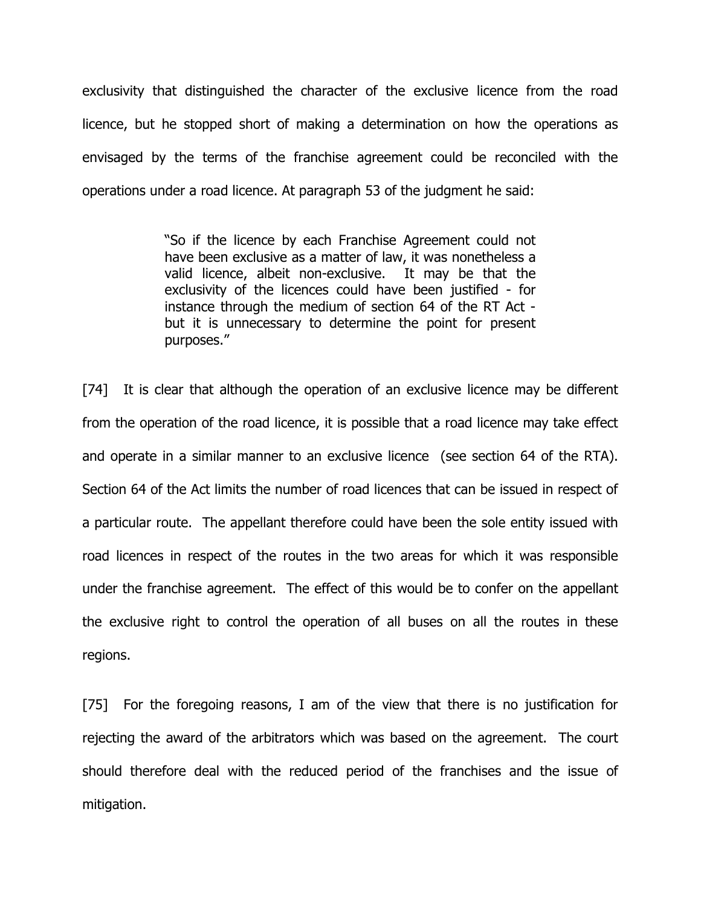exclusivity that distinguished the character of the exclusive licence from the road licence, but he stopped short of making a determination on how the operations as envisaged by the terms of the franchise agreement could be reconciled with the operations under a road licence. At paragraph 53 of the judgment he said:

> "So if the licence by each Franchise Agreement could not have been exclusive as a matter of law, it was nonetheless a valid licence, albeit non-exclusive. It may be that the exclusivity of the licences could have been justified - for instance through the medium of section 64 of the RT Act - but it is unnecessary to determine the point for present purposes."

[74] It is clear that although the operation of an exclusive licence may be different from the operation of the road licence, it is possible that a road licence may take effect and operate in a similar manner to an exclusive licence (see section 64 of the RTA). Section 64 of the Act limits the number of road licences that can be issued in respect of a particular route. The appellant therefore could have been the sole entity issued with road licences in respect of the routes in the two areas for which it was responsible under the franchise agreement. The effect of this would be to confer on the appellant the exclusive right to control the operation of all buses on all the routes in these regions.

[75] For the foregoing reasons, I am of the view that there is no justification for rejecting the award of the arbitrators which was based on the agreement. The court should therefore deal with the reduced period of the franchises and the issue of mitigation.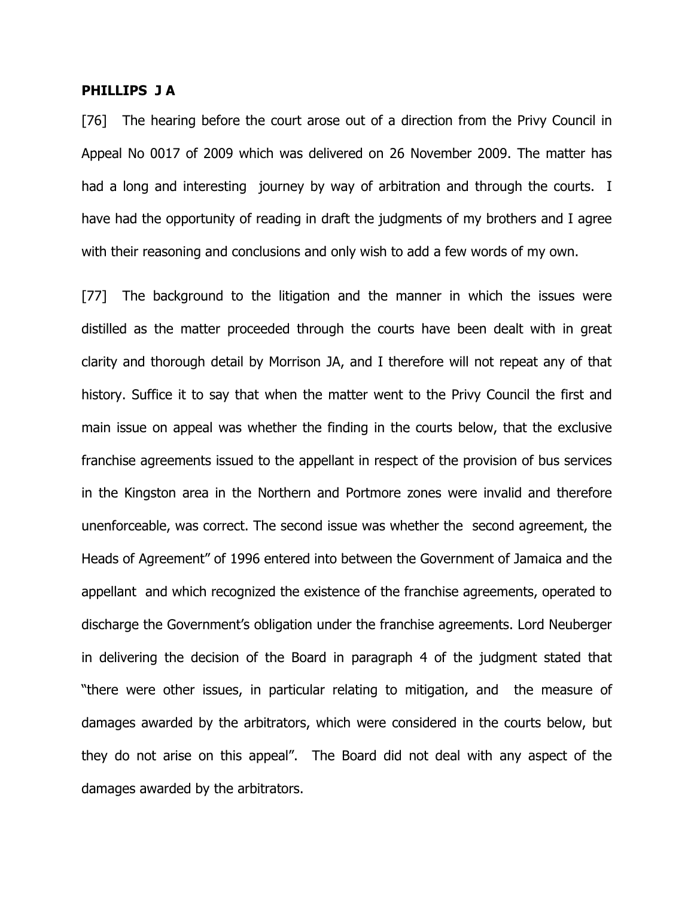**PHILLIPS J A**

[76] The hearing before the court arose out of a direction from the Privy Council in Appeal No 0017 of 2009 which was delivered on 26 November 2009. The matter has had a long and interesting journey by way of arbitration and through the courts. I have had the opportunity of reading in draft the judgments of my brothers and I agree with their reasoning and conclusions and only wish to add a few words of my own.

[77] The background to the litigation and the manner in which the issues were distilled as the matter proceeded through the courts have been dealt with in great clarity and thorough detail by Morrison JA, and I therefore will not repeat any of that history. Suffice it to say that when the matter went to the Privy Council the first and main issue on appeal was whether the finding in the courts below, that the exclusive franchise agreements issued to the appellant in respect of the provision of bus services in the Kingston area in the Northern and Portmore zones were invalid and therefore unenforceable, was correct. The second issue was whether the second agreement, the Heads of Agreement" of 1996 entered into between the Government of Jamaica and the appellant and which recognized the existence of the franchise agreements, operated to discharge the Government's obligation under the franchise agreements. Lord Neuberger in delivering the decision of the Board in paragraph 4 of the judgment stated that "there were other issues, in particular relating to mitigation, and the measure of damages awarded by the arbitrators, which were considered in the courts below, but they do not arise on this appeal". The Board did not deal with any aspect of the damages awarded by the arbitrators.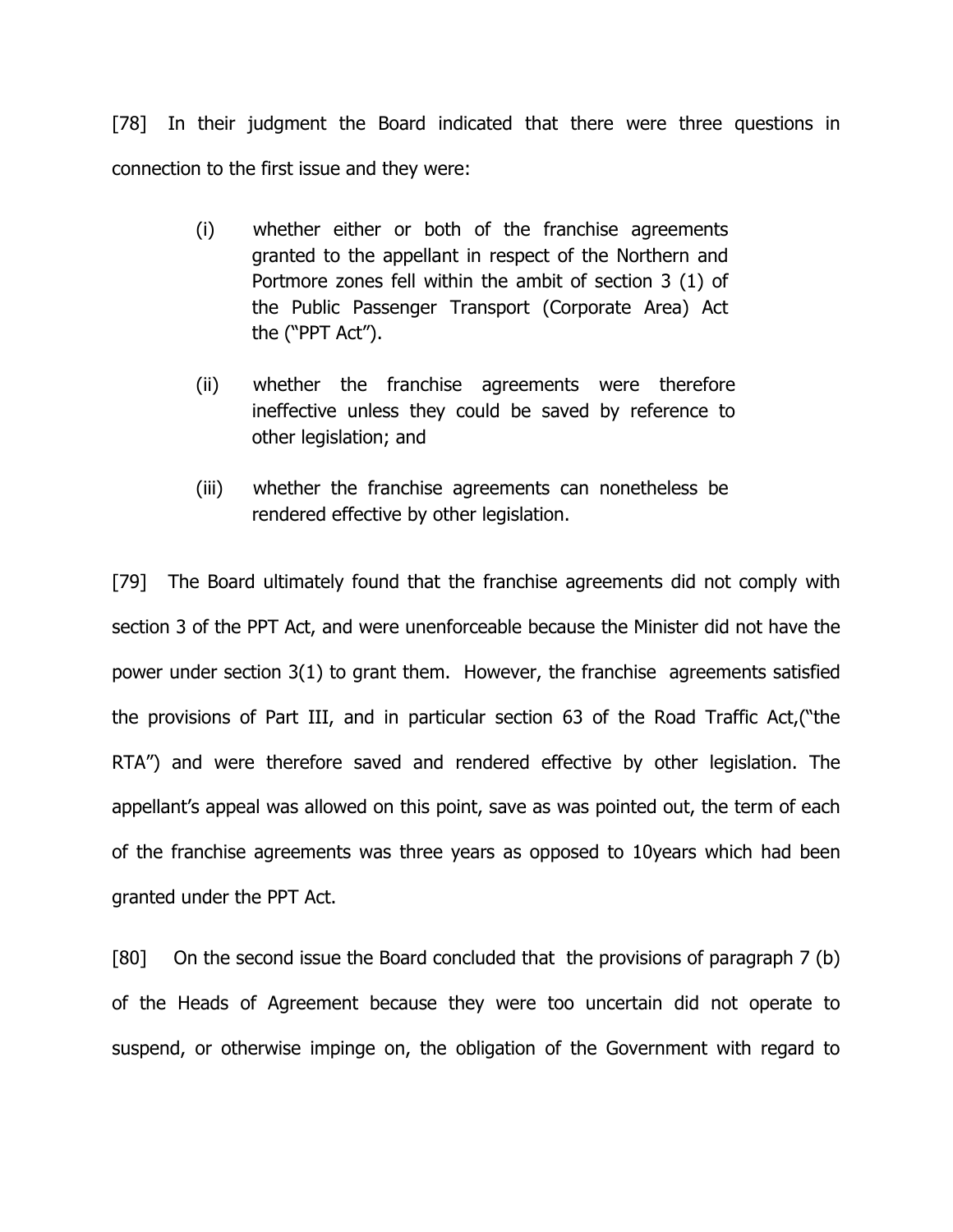[78] In their judgment the Board indicated that there were three questions in connection to the first issue and they were:

> (i) whether either or both of the franchise agreements granted to the appellant in respect of the Northern and Portmore zones fell within the ambit of section 3 (1) of the Public Passenger Transport (Corporate Area) Act the ("PPT Act").
>
> (ii) whether the franchise agreements were therefore ineffective unless they could be saved by reference to other legislation; and
>
> (iii) whether the franchise agreements can nonetheless be rendered effective by other legislation.

[79] The Board ultimately found that the franchise agreements did not comply with section 3 of the PPT Act, and were unenforceable because the Minister did not have the power under section 3(1) to grant them. However, the franchise agreements satisfied the provisions of Part III, and in particular section 63 of the Road Traffic Act,("the RTA") and were therefore saved and rendered effective by other legislation. The appellant's appeal was allowed on this point, save as was pointed out, the term of each of the franchise agreements was three years as opposed to 10years which had been granted under the PPT Act.

[80] On the second issue the Board concluded that the provisions of paragraph 7 (b) of the Heads of Agreement because they were too uncertain did not operate to suspend, or otherwise impinge on, the obligation of the Government with regard to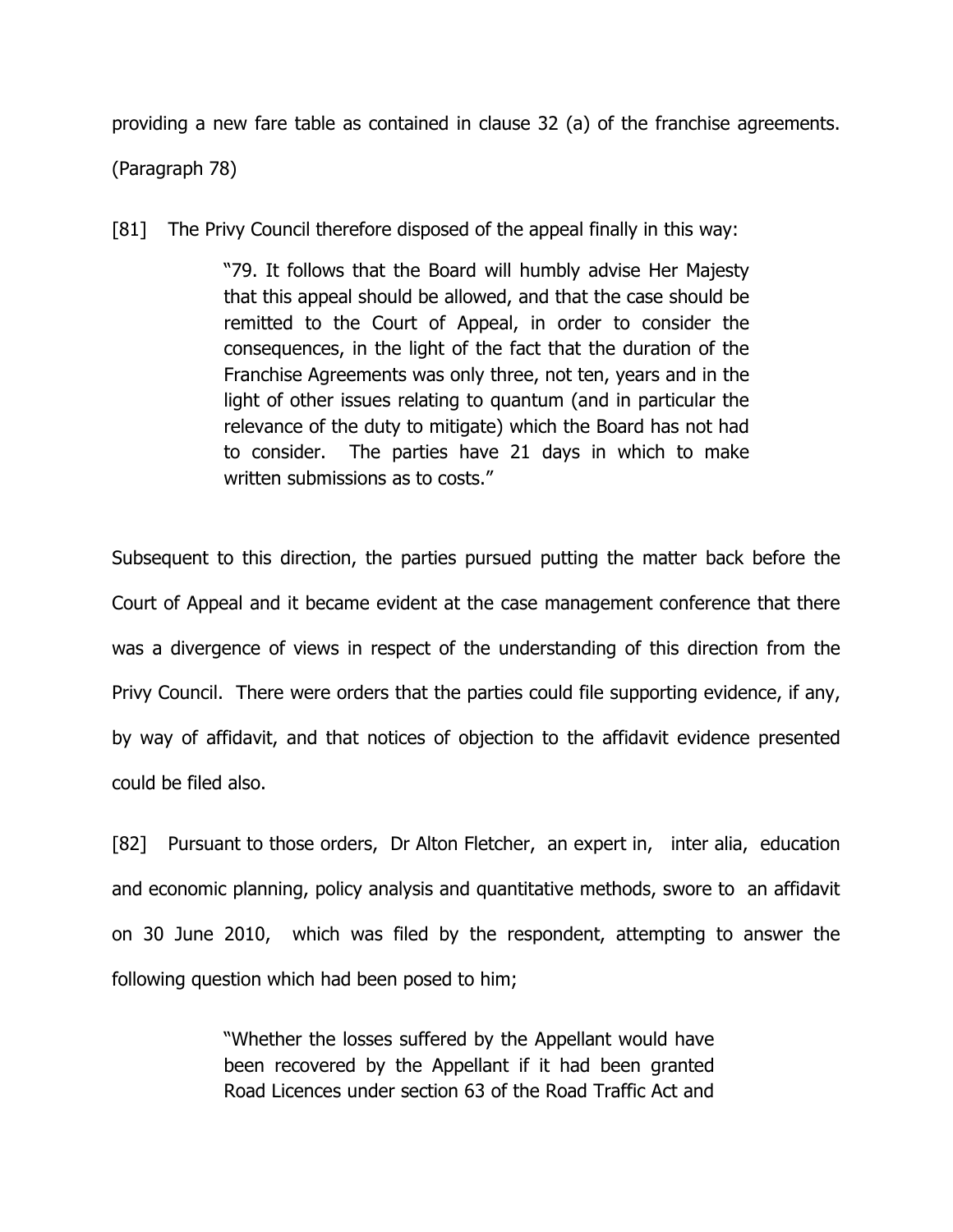providing a new fare table as contained in clause 32 (a) of the franchise agreements. (Paragraph 78)

[81] The Privy Council therefore disposed of the appeal finally in this way:

> "79. It follows that the Board will humbly advise Her Majesty that this appeal should be allowed, and that the case should be remitted to the Court of Appeal, in order to consider the consequences, in the light of the fact that the duration of the Franchise Agreements was only three, not ten, years and in the light of other issues relating to quantum (and in particular the relevance of the duty to mitigate) which the Board has not had to consider. The parties have 21 days in which to make written submissions as to costs."

Subsequent to this direction, the parties pursued putting the matter back before the Court of Appeal and it became evident at the case management conference that there was a divergence of views in respect of the understanding of this direction from the Privy Council. There were orders that the parties could file supporting evidence, if any, by way of affidavit, and that notices of objection to the affidavit evidence presented could be filed also.

[82] Pursuant to those orders, Dr Alton Fletcher, an expert in, inter alia, education and economic planning, policy analysis and quantitative methods, swore to an affidavit on 30 June 2010, which was filed by the respondent, attempting to answer the following question which had been posed to him;

> "Whether the losses suffered by the Appellant would have been recovered by the Appellant if it had been granted Road Licences under section 63 of the Road Traffic Act and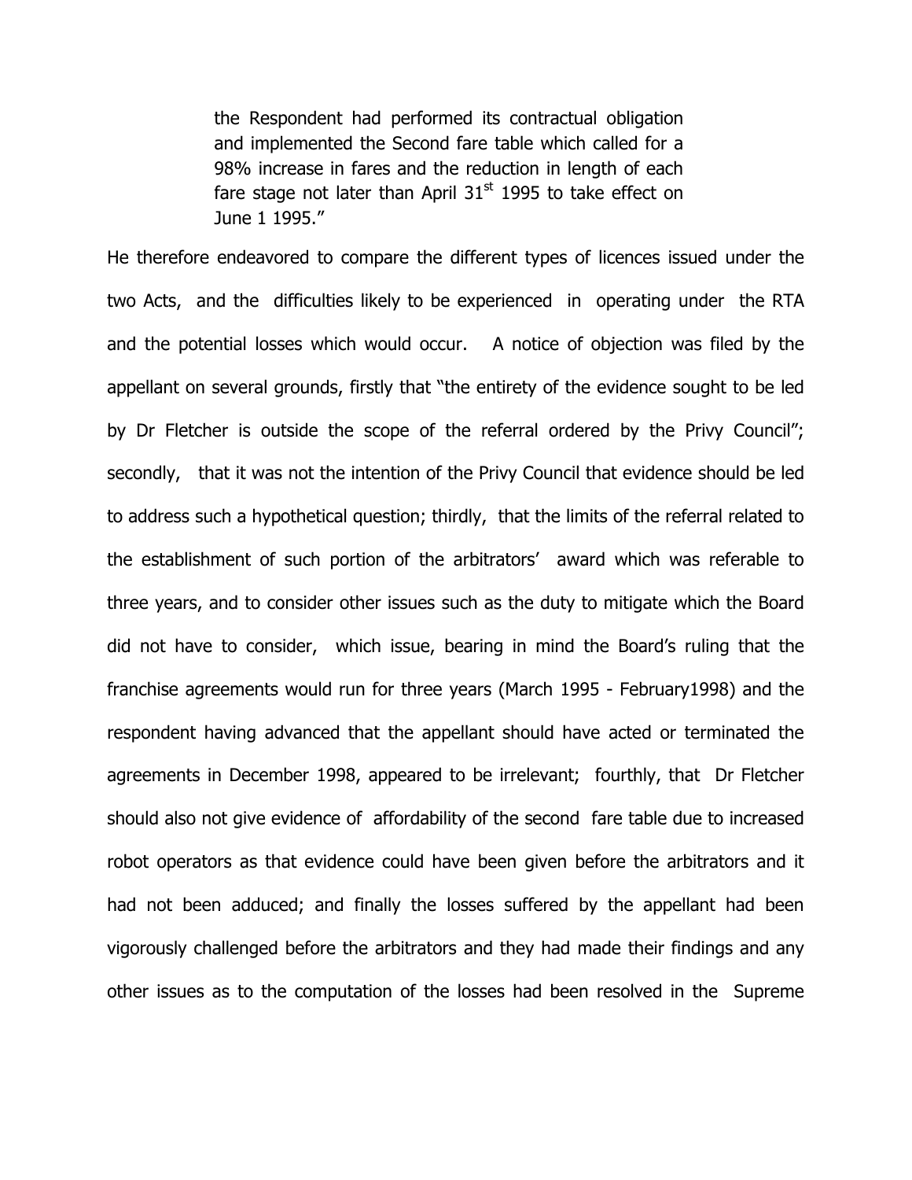> the Respondent had performed its contractual obligation and implemented the Second fare table which called for a 98% increase in fares and the reduction in length of each fare stage not later than April 31st 1995 to take effect on June 1 1995."

He therefore endeavored to compare the different types of licences issued under the two Acts, and the difficulties likely to be experienced in operating under the RTA and the potential losses which would occur. A notice of objection was filed by the appellant on several grounds, firstly that "the entirety of the evidence sought to be led by Dr Fletcher is outside the scope of the referral ordered by the Privy Council"; secondly, that it was not the intention of the Privy Council that evidence should be led to address such a hypothetical question; thirdly, that the limits of the referral related to the establishment of such portion of the arbitrators' award which was referable to three years, and to consider other issues such as the duty to mitigate which the Board did not have to consider, which issue, bearing in mind the Board's ruling that the franchise agreements would run for three years (March 1995 - February1998) and the respondent having advanced that the appellant should have acted or terminated the agreements in December 1998, appeared to be irrelevant; fourthly, that Dr Fletcher should also not give evidence of affordability of the second fare table due to increased robot operators as that evidence could have been given before the arbitrators and it had not been adduced; and finally the losses suffered by the appellant had been vigorously challenged before the arbitrators and they had made their findings and any other issues as to the computation of the losses had been resolved in the Supreme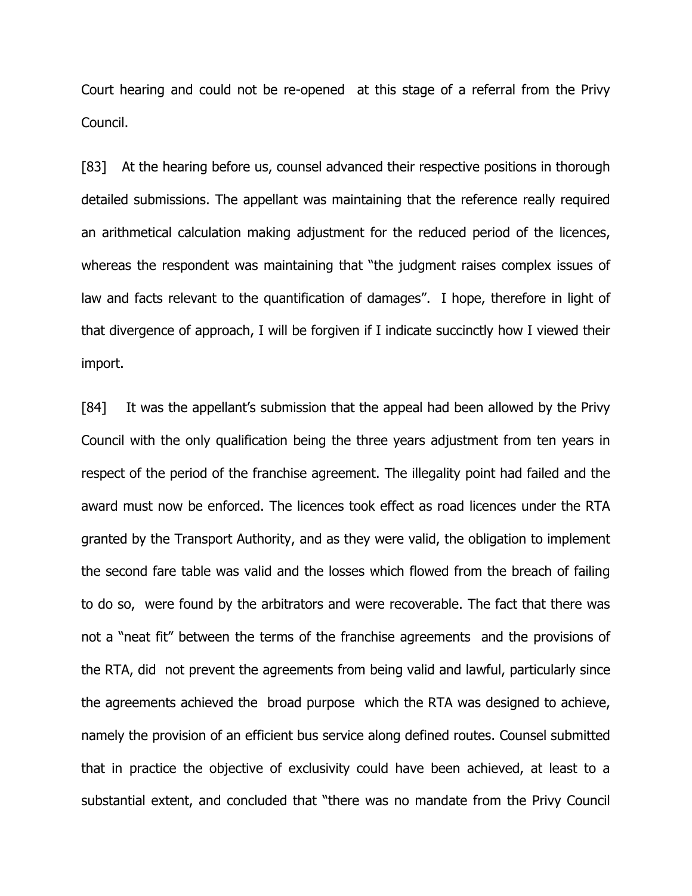Court hearing and could not be re-opened at this stage of a referral from the Privy Council.

[83] At the hearing before us, counsel advanced their respective positions in thorough detailed submissions. The appellant was maintaining that the reference really required an arithmetical calculation making adjustment for the reduced period of the licences, whereas the respondent was maintaining that "the judgment raises complex issues of law and facts relevant to the quantification of damages". I hope, therefore in light of that divergence of approach, I will be forgiven if I indicate succinctly how I viewed their import.

[84] It was the appellant's submission that the appeal had been allowed by the Privy Council with the only qualification being the three years adjustment from ten years in respect of the period of the franchise agreement. The illegality point had failed and the award must now be enforced. The licences took effect as road licences under the RTA granted by the Transport Authority, and as they were valid, the obligation to implement the second fare table was valid and the losses which flowed from the breach of failing to do so, were found by the arbitrators and were recoverable. The fact that there was not a "neat fit" between the terms of the franchise agreements and the provisions of the RTA, did not prevent the agreements from being valid and lawful, particularly since the agreements achieved the broad purpose which the RTA was designed to achieve, namely the provision of an efficient bus service along defined routes. Counsel submitted that in practice the objective of exclusivity could have been achieved, at least to a substantial extent, and concluded that "there was no mandate from the Privy Council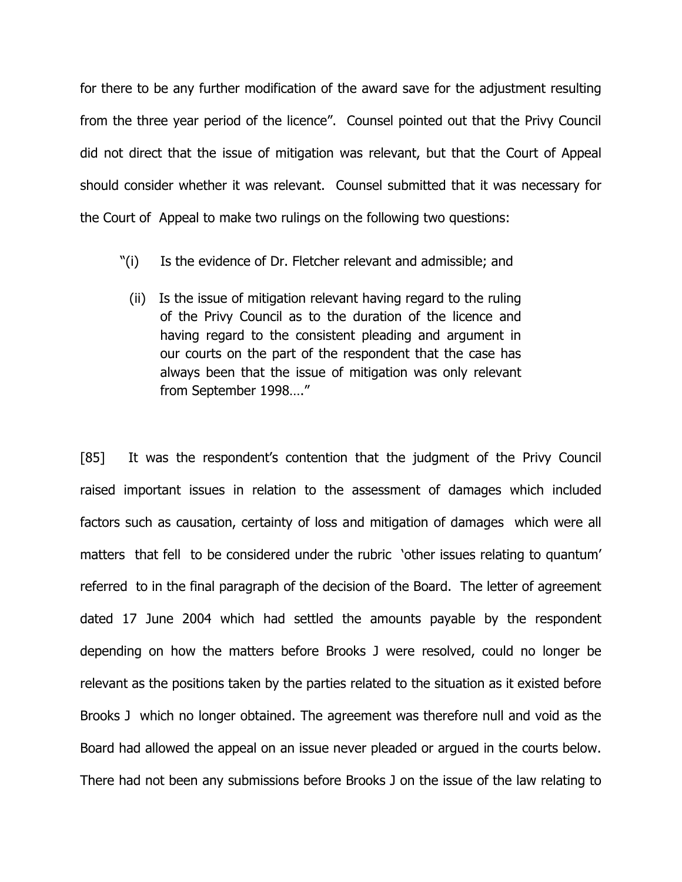for there to be any further modification of the award save for the adjustment resulting from the three year period of the licence". Counsel pointed out that the Privy Council did not direct that the issue of mitigation was relevant, but that the Court of Appeal should consider whether it was relevant. Counsel submitted that it was necessary for the Court of Appeal to make two rulings on the following two questions:

> "(i) Is the evidence of Dr. Fletcher relevant and admissible; and
>
> (ii) Is the issue of mitigation relevant having regard to the ruling of the Privy Council as to the duration of the licence and having regard to the consistent pleading and argument in our courts on the part of the respondent that the case has always been that the issue of mitigation was only relevant from September 1998…."

[85] It was the respondent's contention that the judgment of the Privy Council raised important issues in relation to the assessment of damages which included factors such as causation, certainty of loss and mitigation of damages which were all matters that fell to be considered under the rubric 'other issues relating to quantum' referred to in the final paragraph of the decision of the Board. The letter of agreement dated 17 June 2004 which had settled the amounts payable by the respondent depending on how the matters before Brooks J were resolved, could no longer be relevant as the positions taken by the parties related to the situation as it existed before Brooks J which no longer obtained. The agreement was therefore null and void as the Board had allowed the appeal on an issue never pleaded or argued in the courts below. There had not been any submissions before Brooks J on the issue of the law relating to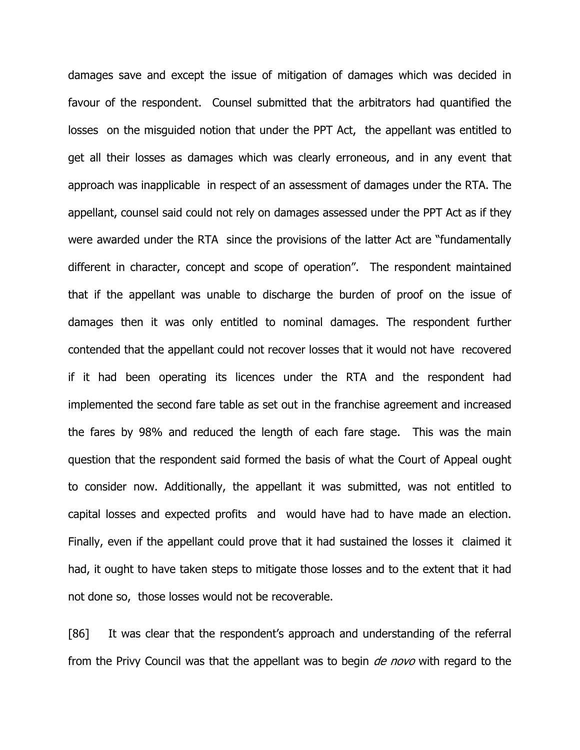damages save and except the issue of mitigation of damages which was decided in favour of the respondent. Counsel submitted that the arbitrators had quantified the losses on the misguided notion that under the PPT Act, the appellant was entitled to get all their losses as damages which was clearly erroneous, and in any event that approach was inapplicable in respect of an assessment of damages under the RTA. The appellant, counsel said could not rely on damages assessed under the PPT Act as if they were awarded under the RTA since the provisions of the latter Act are "fundamentally different in character, concept and scope of operation". The respondent maintained that if the appellant was unable to discharge the burden of proof on the issue of damages then it was only entitled to nominal damages. The respondent further contended that the appellant could not recover losses that it would not have recovered if it had been operating its licences under the RTA and the respondent had implemented the second fare table as set out in the franchise agreement and increased the fares by 98% and reduced the length of each fare stage. This was the main question that the respondent said formed the basis of what the Court of Appeal ought to consider now. Additionally, the appellant it was submitted, was not entitled to capital losses and expected profits and would have had to have made an election. Finally, even if the appellant could prove that it had sustained the losses it claimed it had, it ought to have taken steps to mitigate those losses and to the extent that it had not done so, those losses would not be recoverable.

[86] It was clear that the respondent's approach and understanding of the referral from the Privy Council was that the appellant was to begin *de novo* with regard to the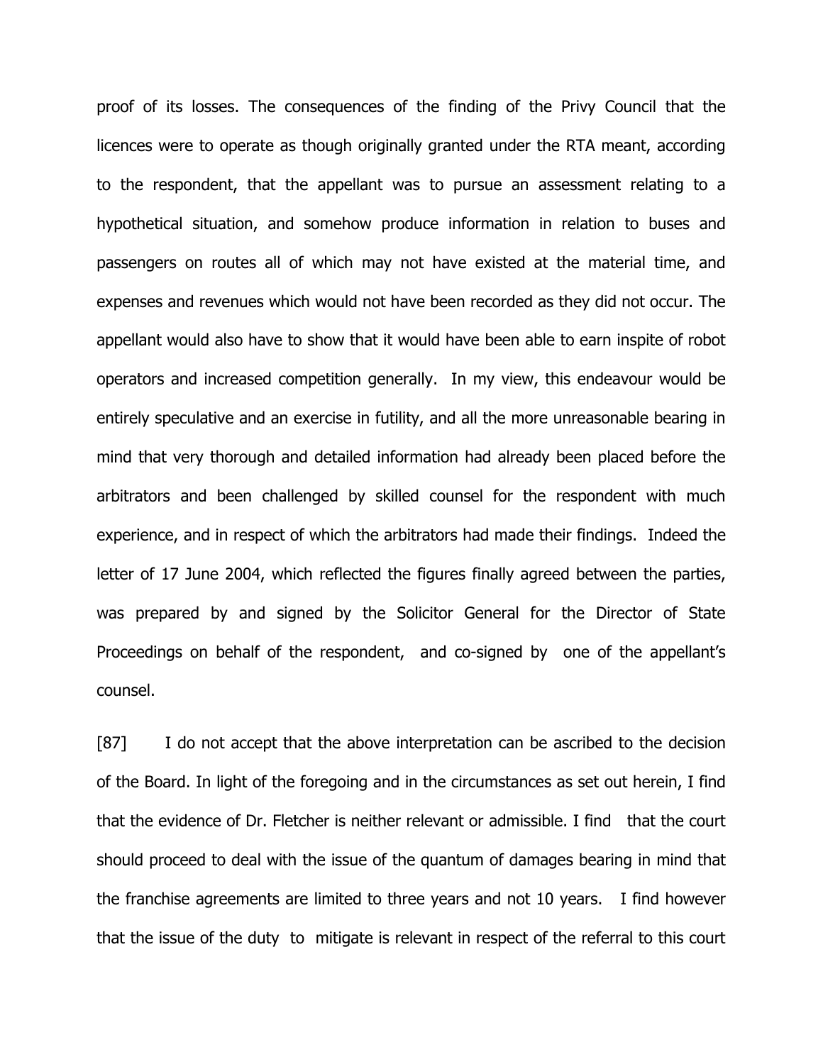proof of its losses. The consequences of the finding of the Privy Council that the licences were to operate as though originally granted under the RTA meant, according to the respondent, that the appellant was to pursue an assessment relating to a hypothetical situation, and somehow produce information in relation to buses and passengers on routes all of which may not have existed at the material time, and expenses and revenues which would not have been recorded as they did not occur. The appellant would also have to show that it would have been able to earn inspite of robot operators and increased competition generally. In my view, this endeavour would be entirely speculative and an exercise in futility, and all the more unreasonable bearing in mind that very thorough and detailed information had already been placed before the arbitrators and been challenged by skilled counsel for the respondent with much experience, and in respect of which the arbitrators had made their findings. Indeed the letter of 17 June 2004, which reflected the figures finally agreed between the parties, was prepared by and signed by the Solicitor General for the Director of State Proceedings on behalf of the respondent, and co-signed by one of the appellant's counsel.

[87] I do not accept that the above interpretation can be ascribed to the decision of the Board. In light of the foregoing and in the circumstances as set out herein, I find that the evidence of Dr. Fletcher is neither relevant or admissible. I find that the court should proceed to deal with the issue of the quantum of damages bearing in mind that the franchise agreements are limited to three years and not 10 years. I find however that the issue of the duty to mitigate is relevant in respect of the referral to this court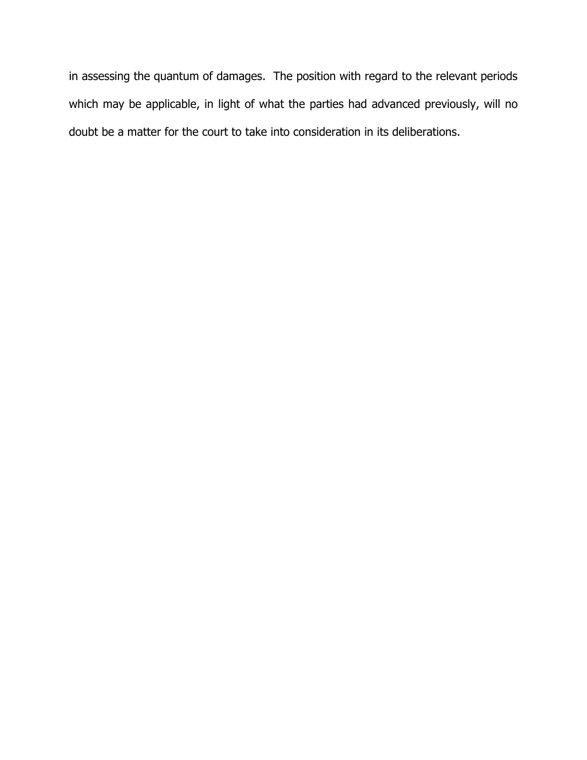in assessing the quantum of damages. The position with regard to the relevant periods which may be applicable, in light of what the parties had advanced previously, will no doubt be a matter for the court to take into consideration in its deliberations.